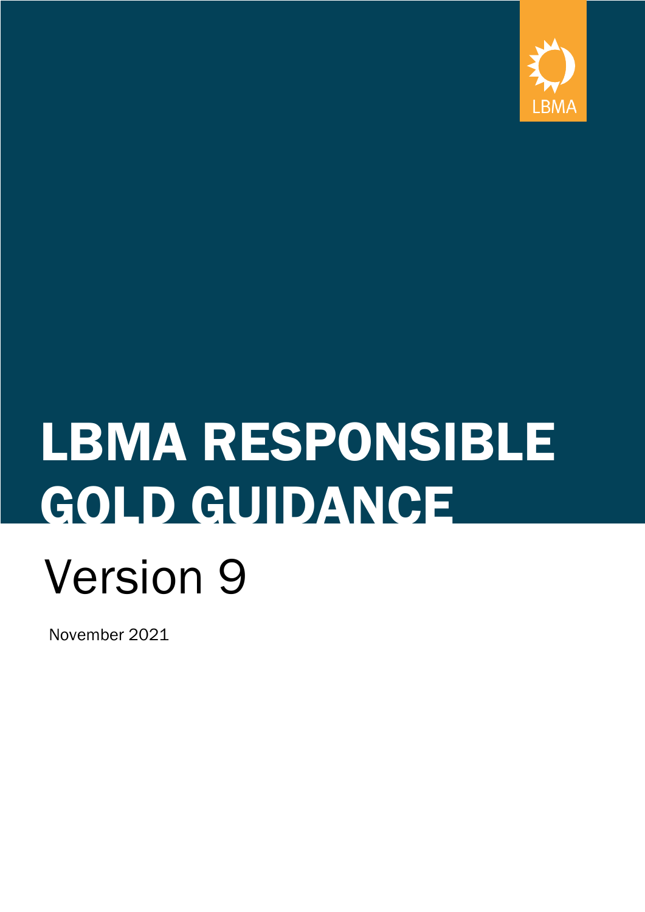LBMA

# LBMA RESPONSIBLE GOLD GUIDANCE

## Version 9

November 2021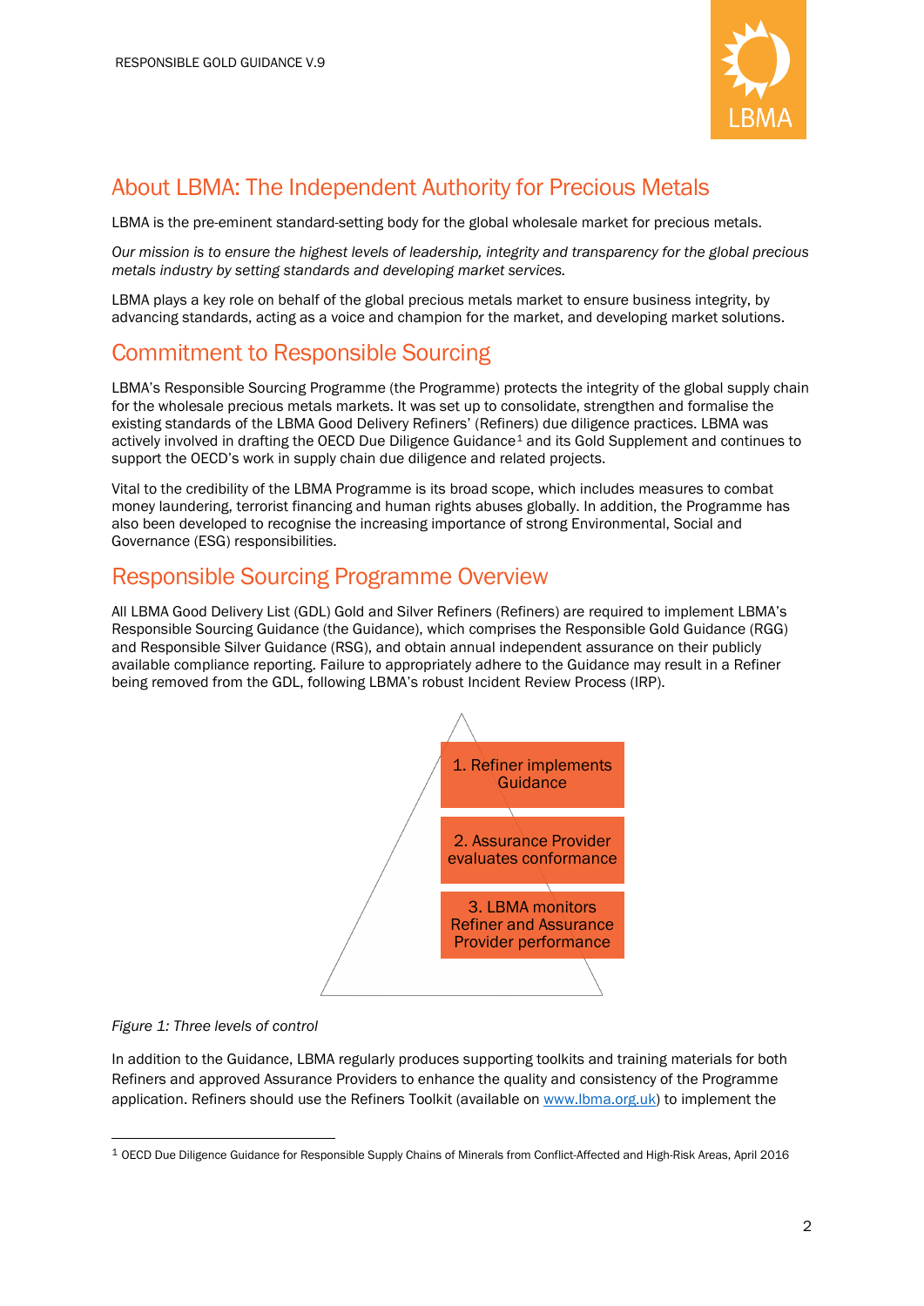## About LBMA: The Independent Authority for Precious Metals

LBMA is the pre-eminent standard-setting body for the global wholesale market for precious metals.

*Our mission is to ensure the highest levels of leadership, integrity and transparency for the global precious metals industry by setting standards and developing market services.*

LBMA plays a key role on behalf of the global precious metals market to ensure business integrity, by advancing standards, acting as a voice and champion for the market, and developing market solutions.

## Commitment to Responsible Sourcing

LBMA's Responsible Sourcing Programme (the Programme) protects the integrity of the global supply chain for the wholesale precious metals markets. It was set up to consolidate, strengthen and formalise the existing standards of the LBMA Good Delivery Refiners' (Refiners) due diligence practices. LBMA was actively involved in drafting the OECD Due Diligence Guidance[1] and its Gold Supplement and continues to support the OECD's work in supply chain due diligence and related projects.

Vital to the credibility of the LBMA Programme is its broad scope, which includes measures to combat money laundering, terrorist financing and human rights abuses globally. In addition, the Programme has also been developed to recognise the increasing importance of strong Environmental, Social and Governance (ESG) responsibilities.

## Responsible Sourcing Programme Overview

All LBMA Good Delivery List (GDL) Gold and Silver Refiners (Refiners) are required to implement LBMA's Responsible Sourcing Guidance (the Guidance), which comprises the Responsible Gold Guidance (RGG) and Responsible Silver Guidance (RSG), and obtain annual independent assurance on their publicly available compliance reporting. Failure to appropriately adhere to the Guidance may result in a Refiner being removed from the GDL, following LBMA's robust Incident Review Process (IRP).

1. Refiner implements Guidance
2. Assurance Provider evaluates conformance
3. LBMA monitors Refiner and Assurance Provider performance

*Figure 1: Three levels of control*

In addition to the Guidance, LBMA regularly produces supporting toolkits and training materials for both Refiners and approved Assurance Providers to enhance the quality and consistency of the Programme application. Refiners should use the Refiners Toolkit (available on www.lbma.org.uk) to implement the

[1] OECD Due Diligence Guidance for Responsible Supply Chains of Minerals from Conflict-Affected and High-Risk Areas, April 2016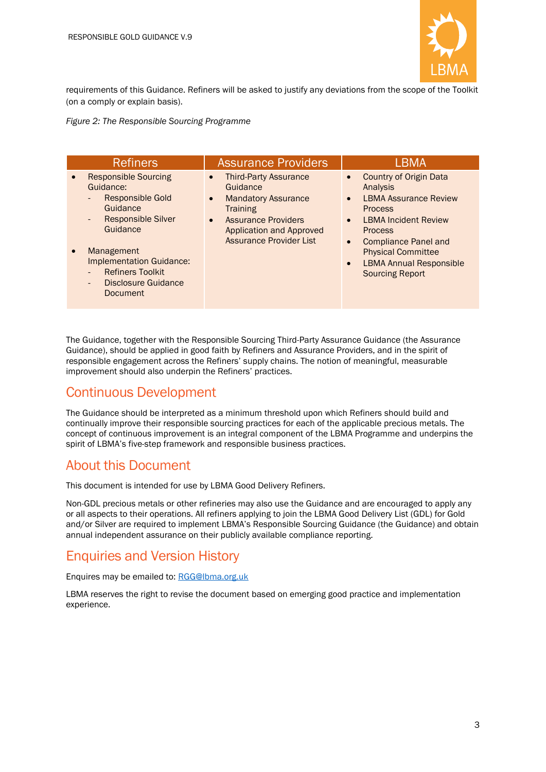requirements of this Guidance. Refiners will be asked to justify any deviations from the scope of the Toolkit (on a comply or explain basis).

*Figure 2: The Responsible Sourcing Programme*

| Refiners | Assurance Providers | LBMA |
|---|---|---|
| • Responsible Sourcing Guidance:<br>- Responsible Gold Guidance<br>- Responsible Silver Guidance<br><br>• Management Implementation Guidance:<br>- Refiners Toolkit<br>- Disclosure Guidance Document | • Third-Party Assurance Guidance<br>• Mandatory Assurance Training<br>• Assurance Providers Application and Approved Assurance Provider List | • Country of Origin Data Analysis<br>• LBMA Assurance Review Process<br>• LBMA Incident Review Process<br>• Compliance Panel and Physical Committee<br>• LBMA Annual Responsible Sourcing Report |

The Guidance, together with the Responsible Sourcing Third-Party Assurance Guidance (the Assurance Guidance), should be applied in good faith by Refiners and Assurance Providers, and in the spirit of responsible engagement across the Refiners' supply chains. The notion of meaningful, measurable improvement should also underpin the Refiners' practices.

## Continuous Development

The Guidance should be interpreted as a minimum threshold upon which Refiners should build and continually improve their responsible sourcing practices for each of the applicable precious metals. The concept of continuous improvement is an integral component of the LBMA Programme and underpins the spirit of LBMA's five-step framework and responsible business practices.

## About this Document

This document is intended for use by LBMA Good Delivery Refiners.

Non-GDL precious metals or other refineries may also use the Guidance and are encouraged to apply any or all aspects to their operations. All refiners applying to join the LBMA Good Delivery List (GDL) for Gold and/or Silver are required to implement LBMA's Responsible Sourcing Guidance (the Guidance) and obtain annual independent assurance on their publicly available compliance reporting.

## Enquiries and Version History

Enquires may be emailed to: RGG@lbma.org.uk

LBMA reserves the right to revise the document based on emerging good practice and implementation experience.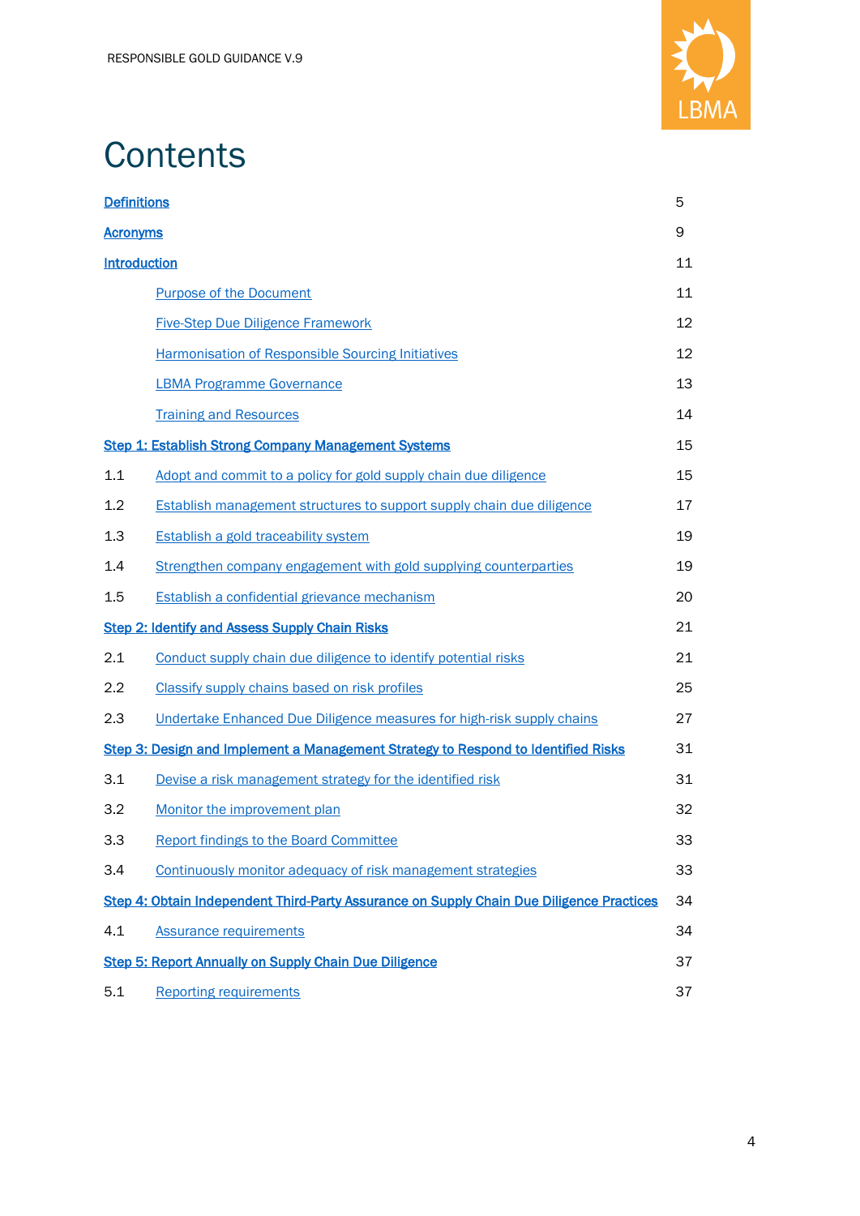# Contents

| | | |
|---|---|---|
| **Definitions** | | 5 |
| **Acronyms** | | 9 |
| **Introduction** | | 11 |
| | Purpose of the Document | 11 |
| | Five-Step Due Diligence Framework | 12 |
| | Harmonisation of Responsible Sourcing Initiatives | 12 |
| | LBMA Programme Governance | 13 |
| | Training and Resources | 14 |
| **Step 1: Establish Strong Company Management Systems** | | 15 |
| 1.1 | Adopt and commit to a policy for gold supply chain due diligence | 15 |
| 1.2 | Establish management structures to support supply chain due diligence | 17 |
| 1.3 | Establish a gold traceability system | 19 |
| 1.4 | Strengthen company engagement with gold supplying counterparties | 19 |
| 1.5 | Establish a confidential grievance mechanism | 20 |
| **Step 2: Identify and Assess Supply Chain Risks** | | 21 |
| 2.1 | Conduct supply chain due diligence to identify potential risks | 21 |
| 2.2 | Classify supply chains based on risk profiles | 25 |
| 2.3 | Undertake Enhanced Due Diligence measures for high-risk supply chains | 27 |
| **Step 3: Design and Implement a Management Strategy to Respond to Identified Risks** | | 31 |
| 3.1 | Devise a risk management strategy for the identified risk | 31 |
| 3.2 | Monitor the improvement plan | 32 |
| 3.3 | Report findings to the Board Committee | 33 |
| 3.4 | Continuously monitor adequacy of risk management strategies | 33 |
| **Step 4: Obtain Independent Third-Party Assurance on Supply Chain Due Diligence Practices** | | 34 |
| 4.1 | Assurance requirements | 34 |
| **Step 5: Report Annually on Supply Chain Due Diligence** | | 37 |
| 5.1 | Reporting requirements | 37 |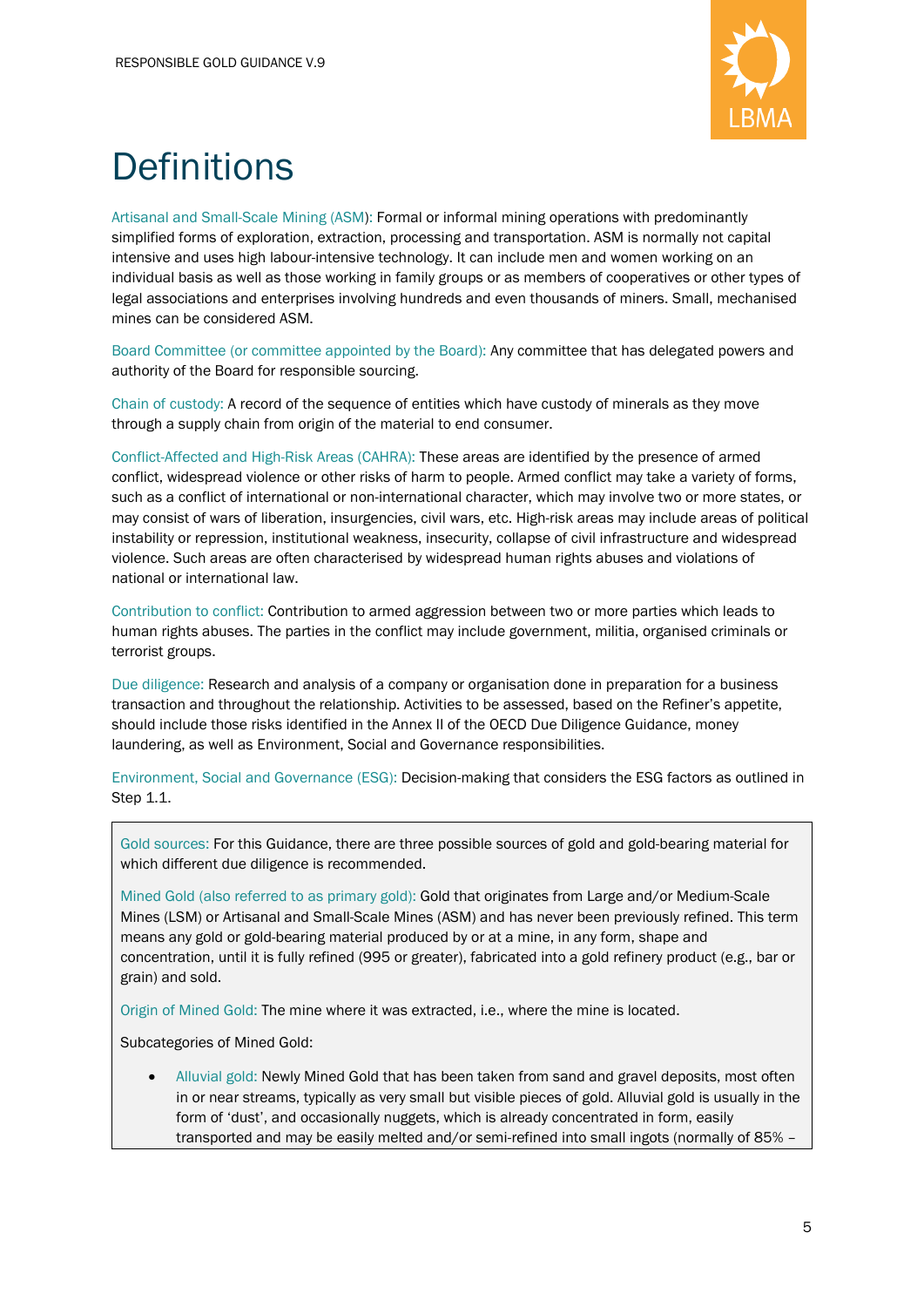# Definitions

Artisanal and Small-Scale Mining (ASM): Formal or informal mining operations with predominantly simplified forms of exploration, extraction, processing and transportation. ASM is normally not capital intensive and uses high labour-intensive technology. It can include men and women working on an individual basis as well as those working in family groups or as members of cooperatives or other types of legal associations and enterprises involving hundreds and even thousands of miners. Small, mechanised mines can be considered ASM.

Board Committee (or committee appointed by the Board): Any committee that has delegated powers and authority of the Board for responsible sourcing.

Chain of custody: A record of the sequence of entities which have custody of minerals as they move through a supply chain from origin of the material to end consumer.

Conflict-Affected and High-Risk Areas (CAHRA): These areas are identified by the presence of armed conflict, widespread violence or other risks of harm to people. Armed conflict may take a variety of forms, such as a conflict of international or non-international character, which may involve two or more states, or may consist of wars of liberation, insurgencies, civil wars, etc. High-risk areas may include areas of political instability or repression, institutional weakness, insecurity, collapse of civil infrastructure and widespread violence. Such areas are often characterised by widespread human rights abuses and violations of national or international law.

Contribution to conflict: Contribution to armed aggression between two or more parties which leads to human rights abuses. The parties in the conflict may include government, militia, organised criminals or terrorist groups.

Due diligence: Research and analysis of a company or organisation done in preparation for a business transaction and throughout the relationship. Activities to be assessed, based on the Refiner's appetite, should include those risks identified in the Annex II of the OECD Due Diligence Guidance, money laundering, as well as Environment, Social and Governance responsibilities.

Environment, Social and Governance (ESG): Decision-making that considers the ESG factors as outlined in Step 1.1.

Gold sources: For this Guidance, there are three possible sources of gold and gold-bearing material for which different due diligence is recommended.

Mined Gold (also referred to as primary gold): Gold that originates from Large and/or Medium-Scale Mines (LSM) or Artisanal and Small-Scale Mines (ASM) and has never been previously refined. This term means any gold or gold-bearing material produced by or at a mine, in any form, shape and concentration, until it is fully refined (995 or greater), fabricated into a gold refinery product (e.g., bar or grain) and sold.

Origin of Mined Gold: The mine where it was extracted, i.e., where the mine is located.

Subcategories of Mined Gold:

- Alluvial gold: Newly Mined Gold that has been taken from sand and gravel deposits, most often in or near streams, typically as very small but visible pieces of gold. Alluvial gold is usually in the form of 'dust', and occasionally nuggets, which is already concentrated in form, easily transported and may be easily melted and/or semi-refined into small ingots (normally of 85% –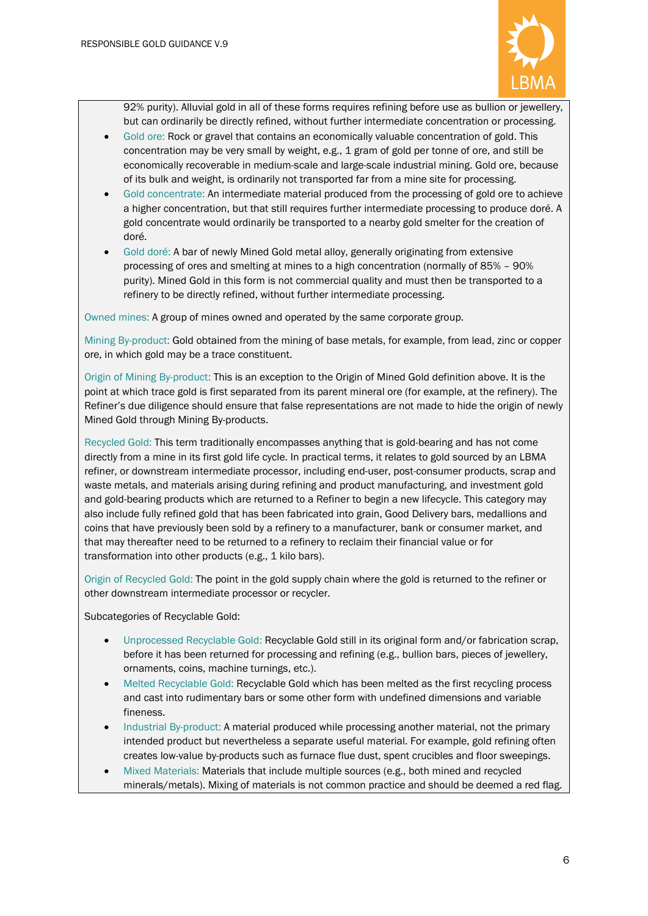92% purity). Alluvial gold in all of these forms requires refining before use as bullion or jewellery, but can ordinarily be directly refined, without further intermediate concentration or processing.

- Gold ore: Rock or gravel that contains an economically valuable concentration of gold. This concentration may be very small by weight, e.g., 1 gram of gold per tonne of ore, and still be economically recoverable in medium-scale and large-scale industrial mining. Gold ore, because of its bulk and weight, is ordinarily not transported far from a mine site for processing.
- Gold concentrate: An intermediate material produced from the processing of gold ore to achieve a higher concentration, but that still requires further intermediate processing to produce doré. A gold concentrate would ordinarily be transported to a nearby gold smelter for the creation of doré.
- Gold doré: A bar of newly Mined Gold metal alloy, generally originating from extensive processing of ores and smelting at mines to a high concentration (normally of 85% – 90% purity). Mined Gold in this form is not commercial quality and must then be transported to a refinery to be directly refined, without further intermediate processing.

Owned mines: A group of mines owned and operated by the same corporate group.

Mining By-product: Gold obtained from the mining of base metals, for example, from lead, zinc or copper ore, in which gold may be a trace constituent.

Origin of Mining By-product: This is an exception to the Origin of Mined Gold definition above. It is the point at which trace gold is first separated from its parent mineral ore (for example, at the refinery). The Refiner's due diligence should ensure that false representations are not made to hide the origin of newly Mined Gold through Mining By-products.

Recycled Gold: This term traditionally encompasses anything that is gold-bearing and has not come directly from a mine in its first gold life cycle. In practical terms, it relates to gold sourced by an LBMA refiner, or downstream intermediate processor, including end-user, post-consumer products, scrap and waste metals, and materials arising during refining and product manufacturing, and investment gold and gold-bearing products which are returned to a Refiner to begin a new lifecycle. This category may also include fully refined gold that has been fabricated into grain, Good Delivery bars, medallions and coins that have previously been sold by a refinery to a manufacturer, bank or consumer market, and that may thereafter need to be returned to a refinery to reclaim their financial value or for transformation into other products (e.g., 1 kilo bars).

Origin of Recycled Gold: The point in the gold supply chain where the gold is returned to the refiner or other downstream intermediate processor or recycler.

Subcategories of Recyclable Gold:

- Unprocessed Recyclable Gold: Recyclable Gold still in its original form and/or fabrication scrap, before it has been returned for processing and refining (e.g., bullion bars, pieces of jewellery, ornaments, coins, machine turnings, etc.).
- Melted Recyclable Gold: Recyclable Gold which has been melted as the first recycling process and cast into rudimentary bars or some other form with undefined dimensions and variable fineness.
- Industrial By-product: A material produced while processing another material, not the primary intended product but nevertheless a separate useful material. For example, gold refining often creates low-value by-products such as furnace flue dust, spent crucibles and floor sweepings.
- Mixed Materials: Materials that include multiple sources (e.g., both mined and recycled minerals/metals). Mixing of materials is not common practice and should be deemed a red flag.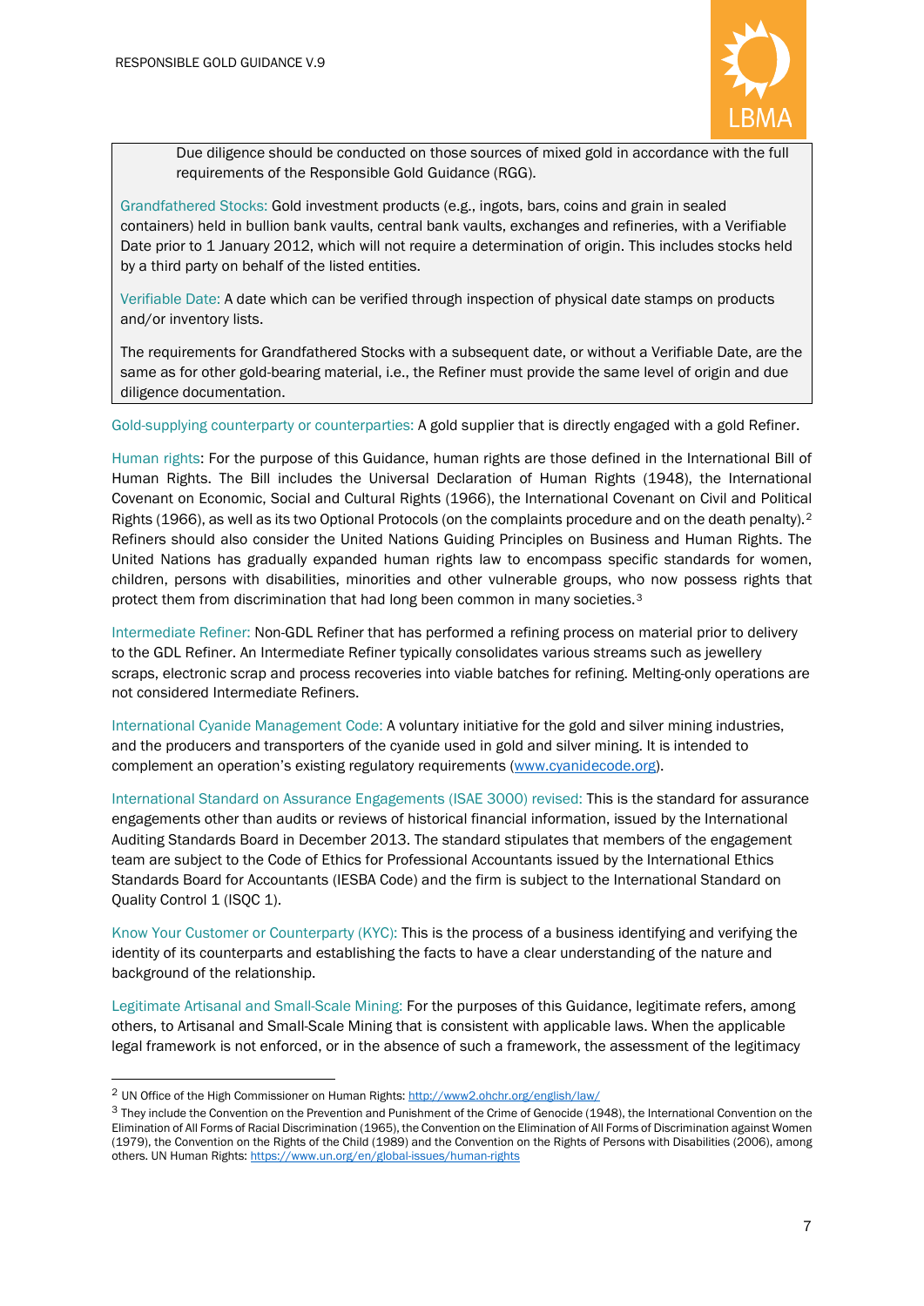Due diligence should be conducted on those sources of mixed gold in accordance with the full requirements of the Responsible Gold Guidance (RGG).

Grandfathered Stocks: Gold investment products (e.g., ingots, bars, coins and grain in sealed containers) held in bullion bank vaults, central bank vaults, exchanges and refineries, with a Verifiable Date prior to 1 January 2012, which will not require a determination of origin. This includes stocks held by a third party on behalf of the listed entities.

Verifiable Date: A date which can be verified through inspection of physical date stamps on products and/or inventory lists.

The requirements for Grandfathered Stocks with a subsequent date, or without a Verifiable Date, are the same as for other gold-bearing material, i.e., the Refiner must provide the same level of origin and due diligence documentation.

Gold-supplying counterparty or counterparties: A gold supplier that is directly engaged with a gold Refiner.

Human rights: For the purpose of this Guidance, human rights are those defined in the International Bill of Human Rights. The Bill includes the Universal Declaration of Human Rights (1948), the International Covenant on Economic, Social and Cultural Rights (1966), the International Covenant on Civil and Political Rights (1966), as well as its two Optional Protocols (on the complaints procedure and on the death penalty).[2] Refiners should also consider the United Nations Guiding Principles on Business and Human Rights. The United Nations has gradually expanded human rights law to encompass specific standards for women, children, persons with disabilities, minorities and other vulnerable groups, who now possess rights that protect them from discrimination that had long been common in many societies.[3]

Intermediate Refiner: Non-GDL Refiner that has performed a refining process on material prior to delivery to the GDL Refiner. An Intermediate Refiner typically consolidates various streams such as jewellery scraps, electronic scrap and process recoveries into viable batches for refining. Melting-only operations are not considered Intermediate Refiners.

International Cyanide Management Code: A voluntary initiative for the gold and silver mining industries, and the producers and transporters of the cyanide used in gold and silver mining. It is intended to complement an operation's existing regulatory requirements (www.cyanidecode.org).

International Standard on Assurance Engagements (ISAE 3000) revised: This is the standard for assurance engagements other than audits or reviews of historical financial information, issued by the International Auditing Standards Board in December 2013. The standard stipulates that members of the engagement team are subject to the Code of Ethics for Professional Accountants issued by the International Ethics Standards Board for Accountants (IESBA Code) and the firm is subject to the International Standard on Quality Control 1 (ISQC 1).

Know Your Customer or Counterparty (KYC): This is the process of a business identifying and verifying the identity of its counterparts and establishing the facts to have a clear understanding of the nature and background of the relationship.

Legitimate Artisanal and Small-Scale Mining: For the purposes of this Guidance, legitimate refers, among others, to Artisanal and Small-Scale Mining that is consistent with applicable laws. When the applicable legal framework is not enforced, or in the absence of such a framework, the assessment of the legitimacy

---

[2] UN Office of the High Commissioner on Human Rights: http://www2.ohchr.org/english/law/

[3] They include the Convention on the Prevention and Punishment of the Crime of Genocide (1948), the International Convention on the Elimination of All Forms of Racial Discrimination (1965), the Convention on the Elimination of All Forms of Discrimination against Women (1979), the Convention on the Rights of the Child (1989) and the Convention on the Rights of Persons with Disabilities (2006), among others. UN Human Rights: https://www.un.org/en/global-issues/human-rights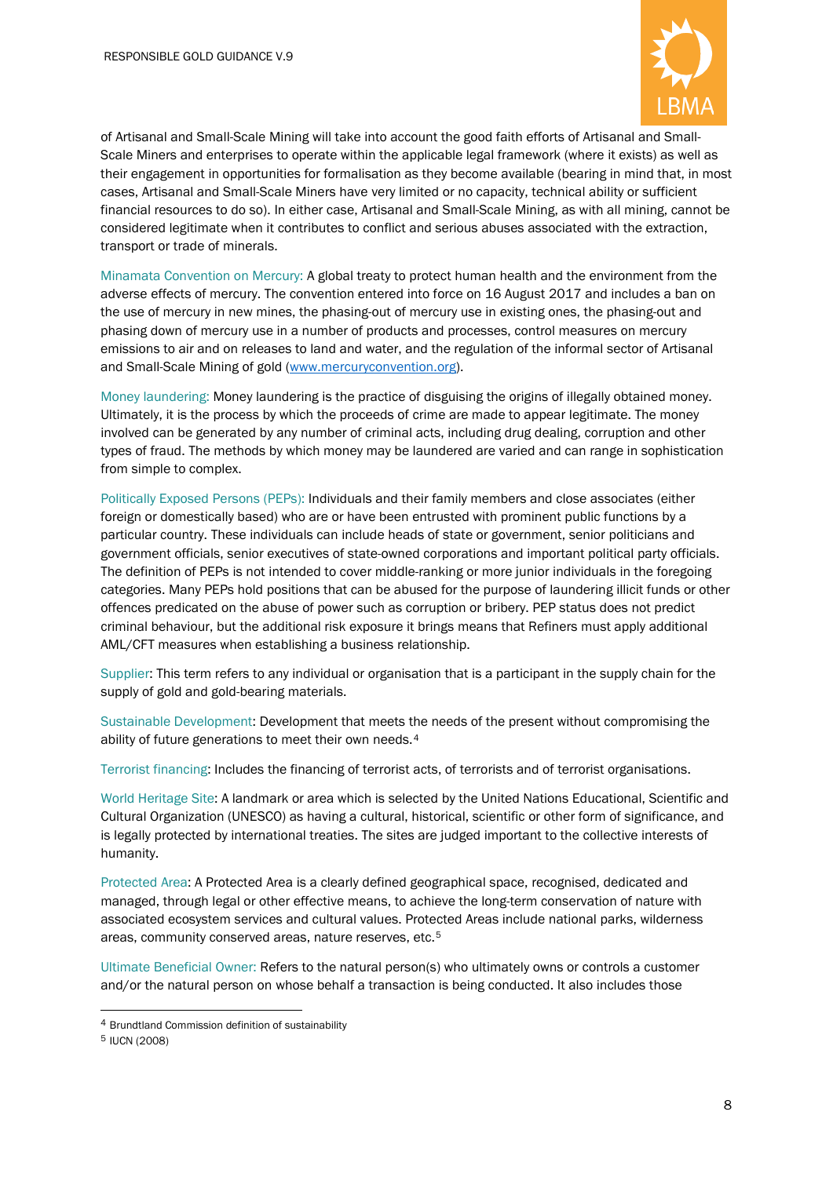of Artisanal and Small-Scale Mining will take into account the good faith efforts of Artisanal and Small-Scale Miners and enterprises to operate within the applicable legal framework (where it exists) as well as their engagement in opportunities for formalisation as they become available (bearing in mind that, in most cases, Artisanal and Small-Scale Miners have very limited or no capacity, technical ability or sufficient financial resources to do so). In either case, Artisanal and Small-Scale Mining, as with all mining, cannot be considered legitimate when it contributes to conflict and serious abuses associated with the extraction, transport or trade of minerals.

Minamata Convention on Mercury: A global treaty to protect human health and the environment from the adverse effects of mercury. The convention entered into force on 16 August 2017 and includes a ban on the use of mercury in new mines, the phasing-out of mercury use in existing ones, the phasing-out and phasing down of mercury use in a number of products and processes, control measures on mercury emissions to air and on releases to land and water, and the regulation of the informal sector of Artisanal and Small-Scale Mining of gold (www.mercuryconvention.org).

Money laundering: Money laundering is the practice of disguising the origins of illegally obtained money. Ultimately, it is the process by which the proceeds of crime are made to appear legitimate. The money involved can be generated by any number of criminal acts, including drug dealing, corruption and other types of fraud. The methods by which money may be laundered are varied and can range in sophistication from simple to complex.

Politically Exposed Persons (PEPs): Individuals and their family members and close associates (either foreign or domestically based) who are or have been entrusted with prominent public functions by a particular country. These individuals can include heads of state or government, senior politicians and government officials, senior executives of state-owned corporations and important political party officials. The definition of PEPs is not intended to cover middle-ranking or more junior individuals in the foregoing categories. Many PEPs hold positions that can be abused for the purpose of laundering illicit funds or other offences predicated on the abuse of power such as corruption or bribery. PEP status does not predict criminal behaviour, but the additional risk exposure it brings means that Refiners must apply additional AML/CFT measures when establishing a business relationship.

Supplier: This term refers to any individual or organisation that is a participant in the supply chain for the supply of gold and gold-bearing materials.

Sustainable Development: Development that meets the needs of the present without compromising the ability of future generations to meet their own needs.[4]

Terrorist financing: Includes the financing of terrorist acts, of terrorists and of terrorist organisations.

World Heritage Site: A landmark or area which is selected by the United Nations Educational, Scientific and Cultural Organization (UNESCO) as having a cultural, historical, scientific or other form of significance, and is legally protected by international treaties. The sites are judged important to the collective interests of humanity.

Protected Area: A Protected Area is a clearly defined geographical space, recognised, dedicated and managed, through legal or other effective means, to achieve the long-term conservation of nature with associated ecosystem services and cultural values. Protected Areas include national parks, wilderness areas, community conserved areas, nature reserves, etc.[5]

Ultimate Beneficial Owner: Refers to the natural person(s) who ultimately owns or controls a customer and/or the natural person on whose behalf a transaction is being conducted. It also includes those

---

[4] Brundtland Commission definition of sustainability

[5] IUCN (2008)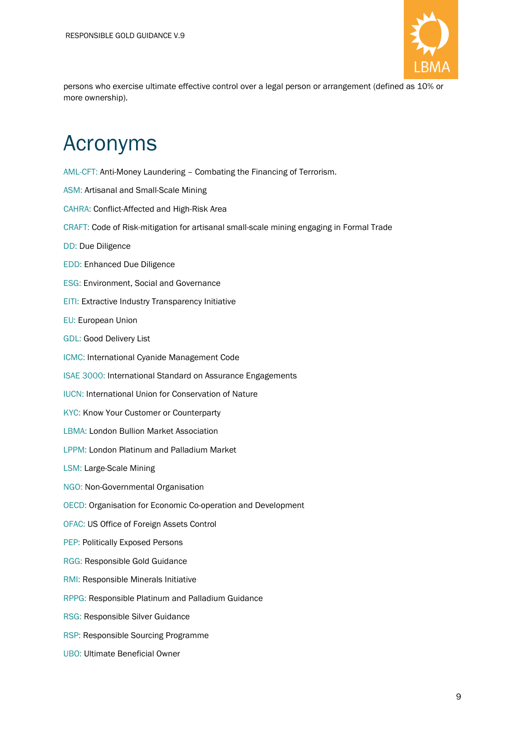persons who exercise ultimate effective control over a legal person or arrangement (defined as 10% or more ownership).

# Acronyms

AML-CFT: Anti-Money Laundering – Combating the Financing of Terrorism.

ASM: Artisanal and Small-Scale Mining

CAHRA: Conflict-Affected and High-Risk Area

CRAFT: Code of Risk-mitigation for artisanal small-scale mining engaging in Formal Trade

DD: Due Diligence

EDD: Enhanced Due Diligence

ESG: Environment, Social and Governance

EITI: Extractive Industry Transparency Initiative

EU: European Union

GDL: Good Delivery List

ICMC: International Cyanide Management Code

ISAE 3000: International Standard on Assurance Engagements

IUCN: International Union for Conservation of Nature

KYC: Know Your Customer or Counterparty

LBMA: London Bullion Market Association

LPPM: London Platinum and Palladium Market

LSM: Large-Scale Mining

NGO: Non-Governmental Organisation

OECD: Organisation for Economic Co-operation and Development

OFAC: US Office of Foreign Assets Control

PEP: Politically Exposed Persons

RGG: Responsible Gold Guidance

RMI: Responsible Minerals Initiative

RPPG: Responsible Platinum and Palladium Guidance

RSG: Responsible Silver Guidance

RSP: Responsible Sourcing Programme

UBO: Ultimate Beneficial Owner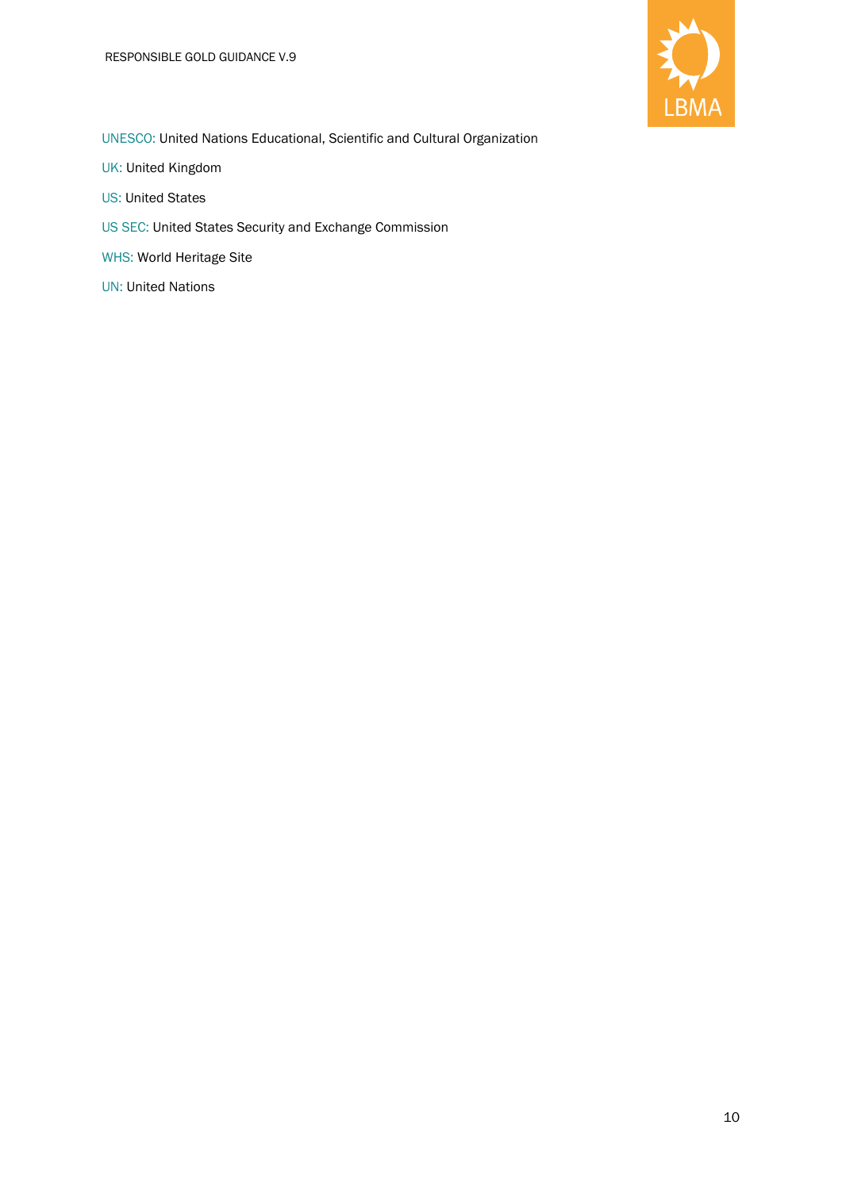UNESCO: United Nations Educational, Scientific and Cultural Organization

UK: United Kingdom

US: United States

US SEC: United States Security and Exchange Commission

WHS: World Heritage Site

UN: United Nations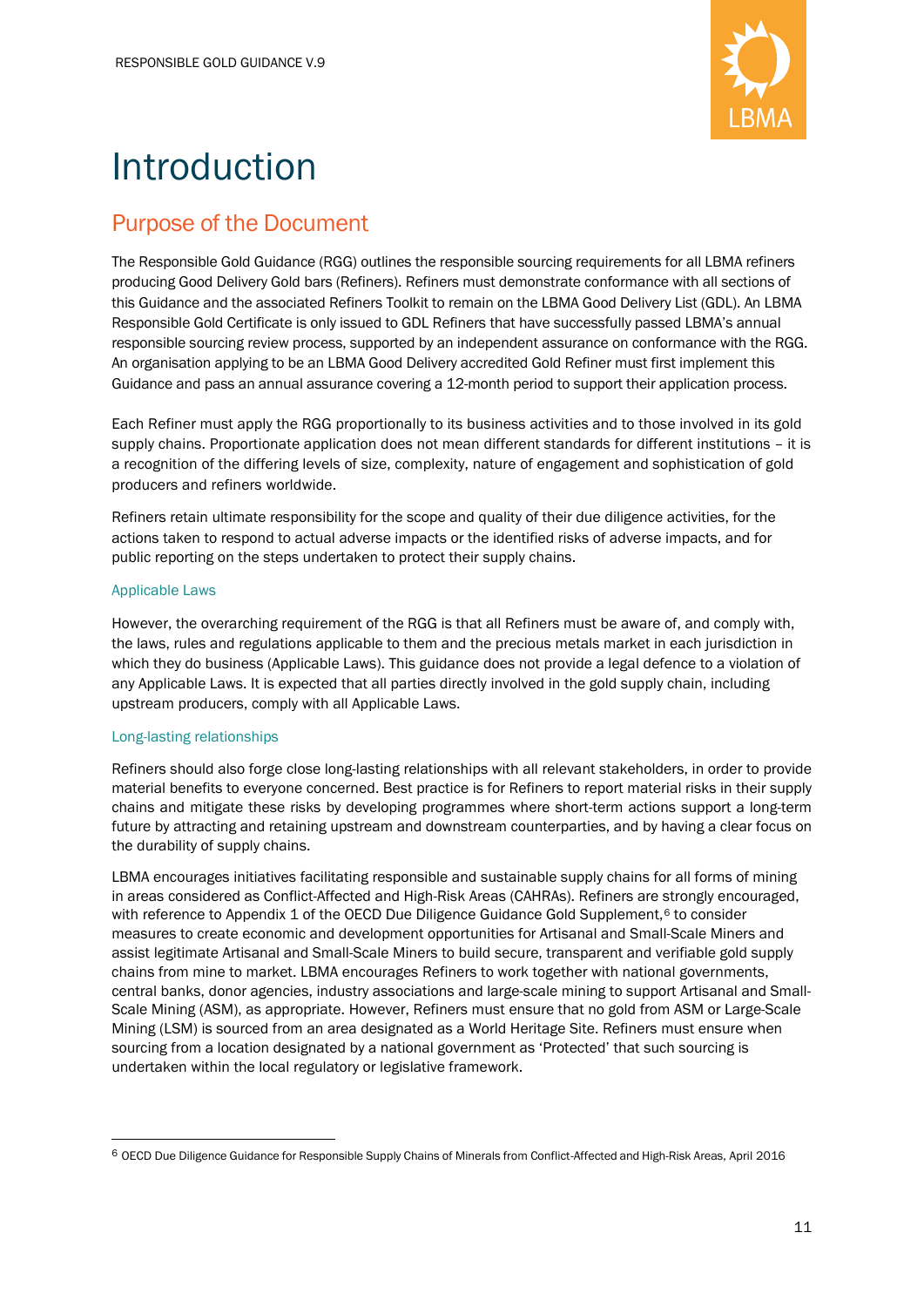# Introduction

## Purpose of the Document

The Responsible Gold Guidance (RGG) outlines the responsible sourcing requirements for all LBMA refiners producing Good Delivery Gold bars (Refiners). Refiners must demonstrate conformance with all sections of this Guidance and the associated Refiners Toolkit to remain on the LBMA Good Delivery List (GDL). An LBMA Responsible Gold Certificate is only issued to GDL Refiners that have successfully passed LBMA's annual responsible sourcing review process, supported by an independent assurance on conformance with the RGG. An organisation applying to be an LBMA Good Delivery accredited Gold Refiner must first implement this Guidance and pass an annual assurance covering a 12-month period to support their application process.

Each Refiner must apply the RGG proportionally to its business activities and to those involved in its gold supply chains. Proportionate application does not mean different standards for different institutions – it is a recognition of the differing levels of size, complexity, nature of engagement and sophistication of gold producers and refiners worldwide.

Refiners retain ultimate responsibility for the scope and quality of their due diligence activities, for the actions taken to respond to actual adverse impacts or the identified risks of adverse impacts, and for public reporting on the steps undertaken to protect their supply chains.

### Applicable Laws

However, the overarching requirement of the RGG is that all Refiners must be aware of, and comply with, the laws, rules and regulations applicable to them and the precious metals market in each jurisdiction in which they do business (Applicable Laws). This guidance does not provide a legal defence to a violation of any Applicable Laws. It is expected that all parties directly involved in the gold supply chain, including upstream producers, comply with all Applicable Laws.

### Long-lasting relationships

Refiners should also forge close long-lasting relationships with all relevant stakeholders, in order to provide material benefits to everyone concerned. Best practice is for Refiners to report material risks in their supply chains and mitigate these risks by developing programmes where short-term actions support a long-term future by attracting and retaining upstream and downstream counterparties, and by having a clear focus on the durability of supply chains.

LBMA encourages initiatives facilitating responsible and sustainable supply chains for all forms of mining in areas considered as Conflict-Affected and High-Risk Areas (CAHRAs). Refiners are strongly encouraged, with reference to Appendix 1 of the OECD Due Diligence Guidance Gold Supplement,[6] to consider measures to create economic and development opportunities for Artisanal and Small-Scale Miners and assist legitimate Artisanal and Small-Scale Miners to build secure, transparent and verifiable gold supply chains from mine to market. LBMA encourages Refiners to work together with national governments, central banks, donor agencies, industry associations and large-scale mining to support Artisanal and Small-Scale Mining (ASM), as appropriate. However, Refiners must ensure that no gold from ASM or Large-Scale Mining (LSM) is sourced from an area designated as a World Heritage Site. Refiners must ensure when sourcing from a location designated by a national government as 'Protected' that such sourcing is undertaken within the local regulatory or legislative framework.

---

[6] OECD Due Diligence Guidance for Responsible Supply Chains of Minerals from Conflict-Affected and High-Risk Areas, April 2016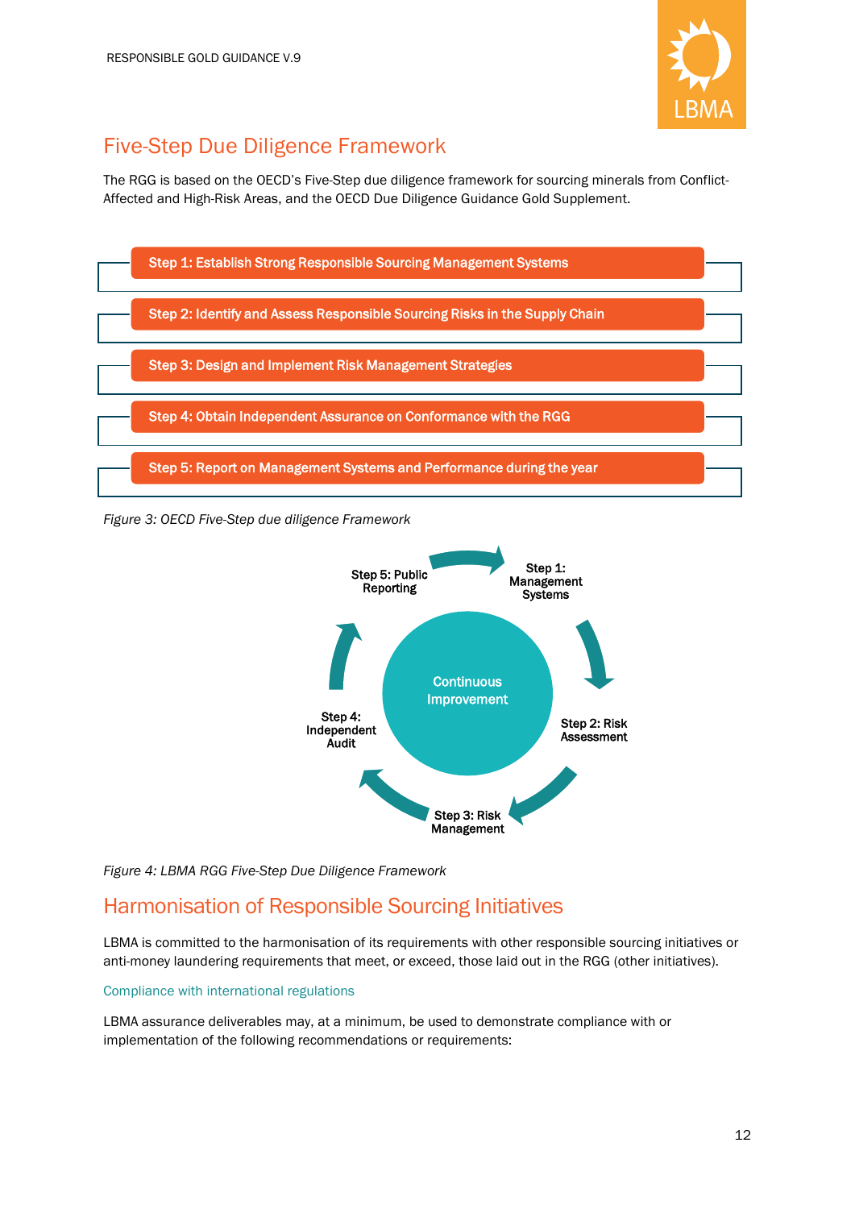## Five-Step Due Diligence Framework

The RGG is based on the OECD's Five-Step due diligence framework for sourcing minerals from Conflict-Affected and High-Risk Areas, and the OECD Due Diligence Guidance Gold Supplement.

- **Step 1: Establish Strong Responsible Sourcing Management Systems**
- **Step 2: Identify and Assess Responsible Sourcing Risks in the Supply Chain**
- **Step 3: Design and Implement Risk Management Strategies**
- **Step 4: Obtain Independent Assurance on Conformance with the RGG**
- **Step 5: Report on Management Systems and Performance during the year**

*Figure 3: OECD Five-Step due diligence Framework*

Continuous Improvement

- Step 1: Management Systems
- Step 2: Risk Assessment
- Step 3: Risk Management
- Step 4: Independent Audit
- Step 5: Public Reporting

*Figure 4: LBMA RGG Five-Step Due Diligence Framework*

## Harmonisation of Responsible Sourcing Initiatives

LBMA is committed to the harmonisation of its requirements with other responsible sourcing initiatives or anti-money laundering requirements that meet, or exceed, those laid out in the RGG (other initiatives).

### Compliance with international regulations

LBMA assurance deliverables may, at a minimum, be used to demonstrate compliance with or implementation of the following recommendations or requirements: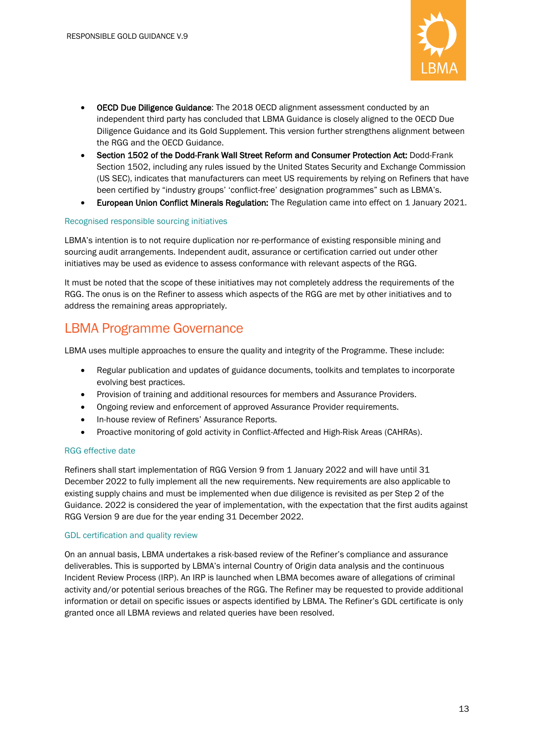- **OECD Due Diligence Guidance**: The 2018 OECD alignment assessment conducted by an independent third party has concluded that LBMA Guidance is closely aligned to the OECD Due Diligence Guidance and its Gold Supplement. This version further strengthens alignment between the RGG and the OECD Guidance.
- **Section 1502 of the Dodd-Frank Wall Street Reform and Consumer Protection Act:** Dodd-Frank Section 1502, including any rules issued by the United States Security and Exchange Commission (US SEC), indicates that manufacturers can meet US requirements by relying on Refiners that have been certified by "industry groups' 'conflict-free' designation programmes" such as LBMA's.
- **European Union Conflict Minerals Regulation:** The Regulation came into effect on 1 January 2021.

### Recognised responsible sourcing initiatives

LBMA's intention is to not require duplication nor re-performance of existing responsible mining and sourcing audit arrangements. Independent audit, assurance or certification carried out under other initiatives may be used as evidence to assess conformance with relevant aspects of the RGG.

It must be noted that the scope of these initiatives may not completely address the requirements of the RGG. The onus is on the Refiner to assess which aspects of the RGG are met by other initiatives and to address the remaining areas appropriately.

## LBMA Programme Governance

LBMA uses multiple approaches to ensure the quality and integrity of the Programme. These include:

- Regular publication and updates of guidance documents, toolkits and templates to incorporate evolving best practices.
- Provision of training and additional resources for members and Assurance Providers.
- Ongoing review and enforcement of approved Assurance Provider requirements.
- In-house review of Refiners' Assurance Reports.
- Proactive monitoring of gold activity in Conflict-Affected and High-Risk Areas (CAHRAs).

### RGG effective date

Refiners shall start implementation of RGG Version 9 from 1 January 2022 and will have until 31 December 2022 to fully implement all the new requirements. New requirements are also applicable to existing supply chains and must be implemented when due diligence is revisited as per Step 2 of the Guidance. 2022 is considered the year of implementation, with the expectation that the first audits against RGG Version 9 are due for the year ending 31 December 2022.

### GDL certification and quality review

On an annual basis, LBMA undertakes a risk-based review of the Refiner's compliance and assurance deliverables. This is supported by LBMA's internal Country of Origin data analysis and the continuous Incident Review Process (IRP). An IRP is launched when LBMA becomes aware of allegations of criminal activity and/or potential serious breaches of the RGG. The Refiner may be requested to provide additional information or detail on specific issues or aspects identified by LBMA. The Refiner's GDL certificate is only granted once all LBMA reviews and related queries have been resolved.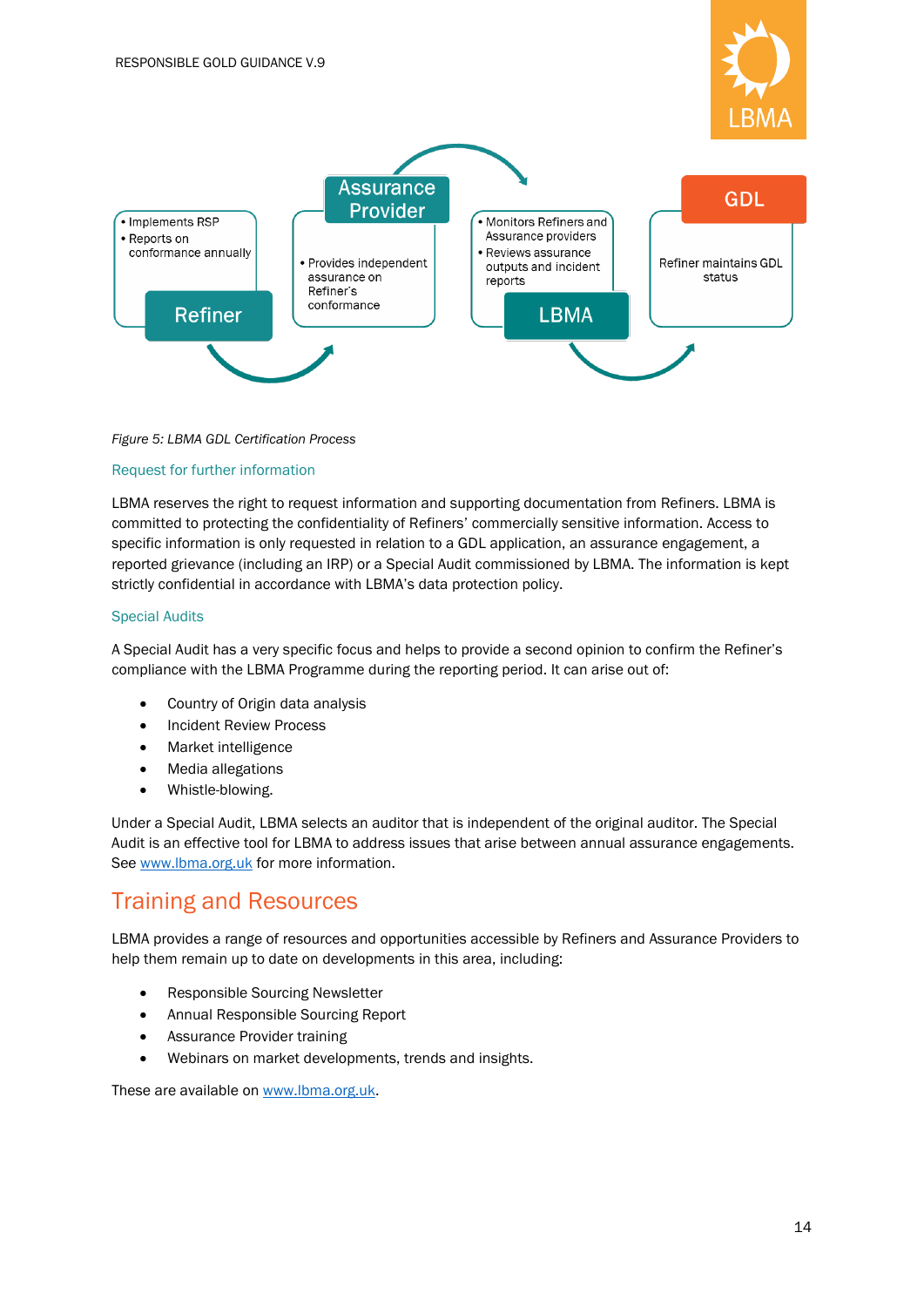Refiner
- Implements RSP
- Reports on conformance annually

Assurance Provider
- Provides independent assurance on Refiner's conformance

LBMA
- Monitors Refiners and Assurance providers
- Reviews assurance outputs and incident reports

GDL
Refiner maintains GDL status

*Figure 5: LBMA GDL Certification Process*

### Request for further information

LBMA reserves the right to request information and supporting documentation from Refiners. LBMA is committed to protecting the confidentiality of Refiners' commercially sensitive information. Access to specific information is only requested in relation to a GDL application, an assurance engagement, a reported grievance (including an IRP) or a Special Audit commissioned by LBMA. The information is kept strictly confidential in accordance with LBMA's data protection policy.

### Special Audits

A Special Audit has a very specific focus and helps to provide a second opinion to confirm the Refiner's compliance with the LBMA Programme during the reporting period. It can arise out of:

- Country of Origin data analysis
- Incident Review Process
- Market intelligence
- Media allegations
- Whistle-blowing.

Under a Special Audit, LBMA selects an auditor that is independent of the original auditor. The Special Audit is an effective tool for LBMA to address issues that arise between annual assurance engagements. See www.lbma.org.uk for more information.

## Training and Resources

LBMA provides a range of resources and opportunities accessible by Refiners and Assurance Providers to help them remain up to date on developments in this area, including:

- Responsible Sourcing Newsletter
- Annual Responsible Sourcing Report
- Assurance Provider training
- Webinars on market developments, trends and insights.

These are available on www.lbma.org.uk.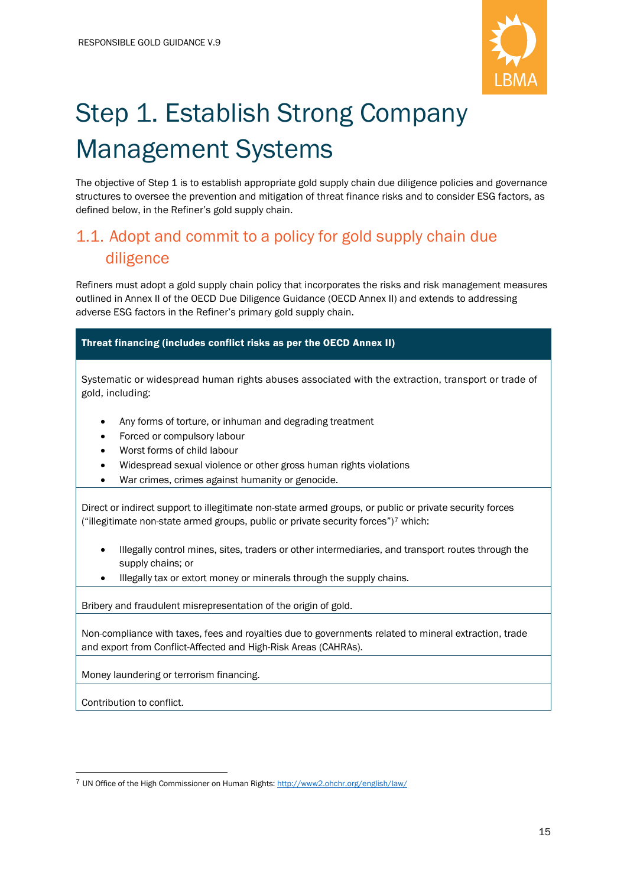# Step 1. Establish Strong Company Management Systems

The objective of Step 1 is to establish appropriate gold supply chain due diligence policies and governance structures to oversee the prevention and mitigation of threat finance risks and to consider ESG factors, as defined below, in the Refiner's gold supply chain.

## 1.1. Adopt and commit to a policy for gold supply chain due diligence

Refiners must adopt a gold supply chain policy that incorporates the risks and risk management measures outlined in Annex II of the OECD Due Diligence Guidance (OECD Annex II) and extends to addressing adverse ESG factors in the Refiner's primary gold supply chain.

| **Threat financing (includes conflict risks as per the OECD Annex II)** |
| --- |
| Systematic or widespread human rights abuses associated with the extraction, transport or trade of gold, including:<br>• Any forms of torture, or inhuman and degrading treatment<br>• Forced or compulsory labour<br>• Worst forms of child labour<br>• Widespread sexual violence or other gross human rights violations<br>• War crimes, crimes against humanity or genocide. |
| Direct or indirect support to illegitimate non-state armed groups, or public or private security forces ("illegitimate non-state armed groups, public or private security forces")[7] which:<br>• Illegally control mines, sites, traders or other intermediaries, and transport routes through the supply chains; or<br>• Illegally tax or extort money or minerals through the supply chains. |
| Bribery and fraudulent misrepresentation of the origin of gold. |
| Non-compliance with taxes, fees and royalties due to governments related to mineral extraction, trade and export from Conflict-Affected and High-Risk Areas (CAHRAs). |
| Money laundering or terrorism financing. |
| Contribution to conflict. |

[7] UN Office of the High Commissioner on Human Rights: http://www2.ohchr.org/english/law/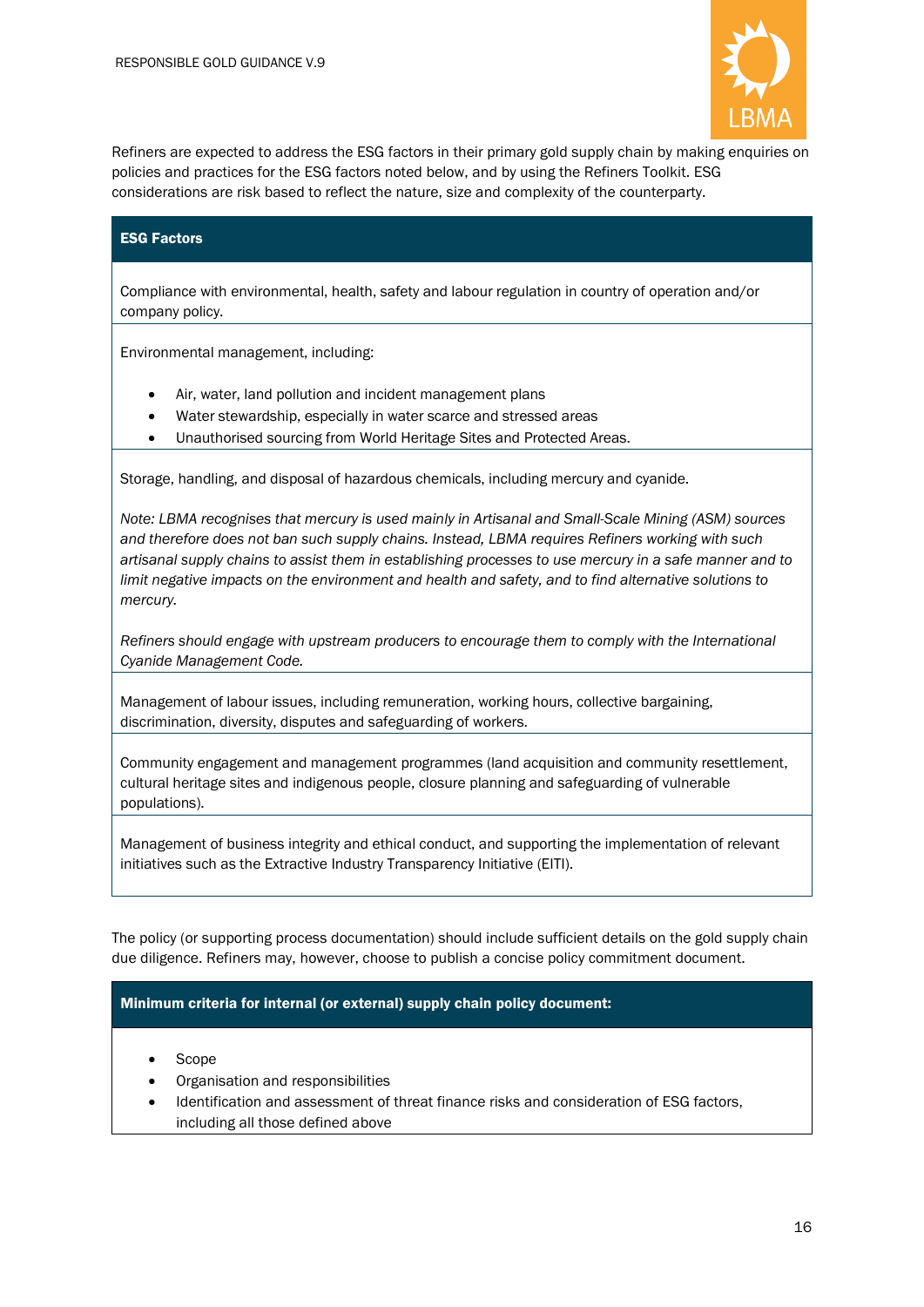Refiners are expected to address the ESG factors in their primary gold supply chain by making enquiries on policies and practices for the ESG factors noted below, and by using the Refiners Toolkit. ESG considerations are risk based to reflect the nature, size and complexity of the counterparty.

| **ESG Factors** |
| --- |
| Compliance with environmental, health, safety and labour regulation in country of operation and/or company policy. |
| Environmental management, including:<br>• Air, water, land pollution and incident management plans<br>• Water stewardship, especially in water scarce and stressed areas<br>• Unauthorised sourcing from World Heritage Sites and Protected Areas. |
| Storage, handling, and disposal of hazardous chemicals, including mercury and cyanide.<br><br>*Note: LBMA recognises that mercury is used mainly in Artisanal and Small-Scale Mining (ASM) sources and therefore does not ban such supply chains. Instead, LBMA requires Refiners working with such artisanal supply chains to assist them in establishing processes to use mercury in a safe manner and to limit negative impacts on the environment and health and safety, and to find alternative solutions to mercury.*<br><br>*Refiners should engage with upstream producers to encourage them to comply with the International Cyanide Management Code.* |
| Management of labour issues, including remuneration, working hours, collective bargaining, discrimination, diversity, disputes and safeguarding of workers. |
| Community engagement and management programmes (land acquisition and community resettlement, cultural heritage sites and indigenous people, closure planning and safeguarding of vulnerable populations). |
| Management of business integrity and ethical conduct, and supporting the implementation of relevant initiatives such as the Extractive Industry Transparency Initiative (EITI). |

The policy (or supporting process documentation) should include sufficient details on the gold supply chain due diligence. Refiners may, however, choose to publish a concise policy commitment document.

| **Minimum criteria for internal (or external) supply chain policy document:** |
| --- |
| • Scope<br>• Organisation and responsibilities<br>• Identification and assessment of threat finance risks and consideration of ESG factors, including all those defined above |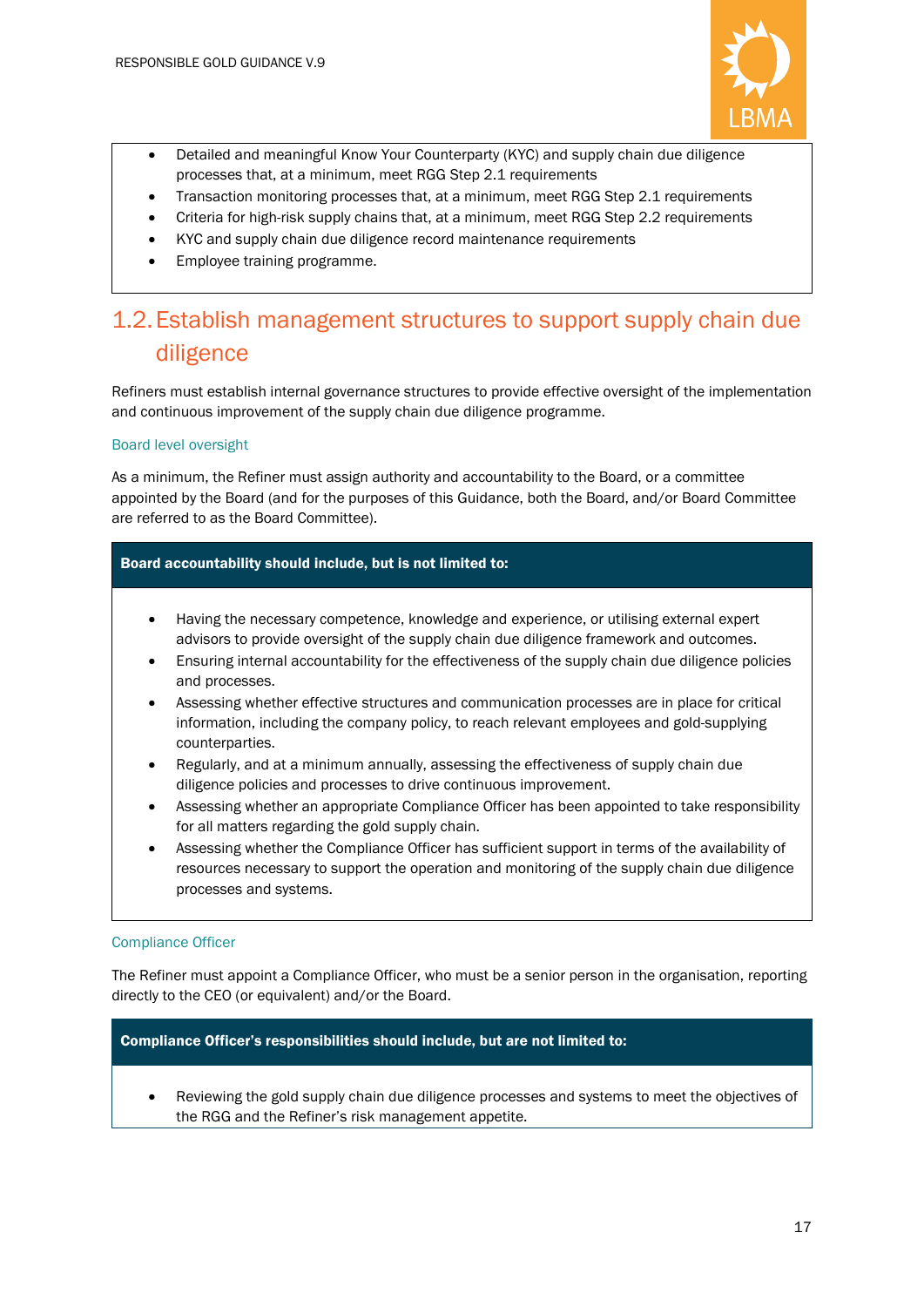- Detailed and meaningful Know Your Counterparty (KYC) and supply chain due diligence processes that, at a minimum, meet RGG Step 2.1 requirements
- Transaction monitoring processes that, at a minimum, meet RGG Step 2.1 requirements
- Criteria for high-risk supply chains that, at a minimum, meet RGG Step 2.2 requirements
- KYC and supply chain due diligence record maintenance requirements
- Employee training programme.

## 1.2. Establish management structures to support supply chain due diligence

Refiners must establish internal governance structures to provide effective oversight of the implementation and continuous improvement of the supply chain due diligence programme.

### Board level oversight

As a minimum, the Refiner must assign authority and accountability to the Board, or a committee appointed by the Board (and for the purposes of this Guidance, both the Board, and/or Board Committee are referred to as the Board Committee).

**Board accountability should include, but is not limited to:**

- Having the necessary competence, knowledge and experience, or utilising external expert advisors to provide oversight of the supply chain due diligence framework and outcomes.
- Ensuring internal accountability for the effectiveness of the supply chain due diligence policies and processes.
- Assessing whether effective structures and communication processes are in place for critical information, including the company policy, to reach relevant employees and gold-supplying counterparties.
- Regularly, and at a minimum annually, assessing the effectiveness of supply chain due diligence policies and processes to drive continuous improvement.
- Assessing whether an appropriate Compliance Officer has been appointed to take responsibility for all matters regarding the gold supply chain.
- Assessing whether the Compliance Officer has sufficient support in terms of the availability of resources necessary to support the operation and monitoring of the supply chain due diligence processes and systems.

### Compliance Officer

The Refiner must appoint a Compliance Officer, who must be a senior person in the organisation, reporting directly to the CEO (or equivalent) and/or the Board.

**Compliance Officer's responsibilities should include, but are not limited to:**

- Reviewing the gold supply chain due diligence processes and systems to meet the objectives of the RGG and the Refiner's risk management appetite.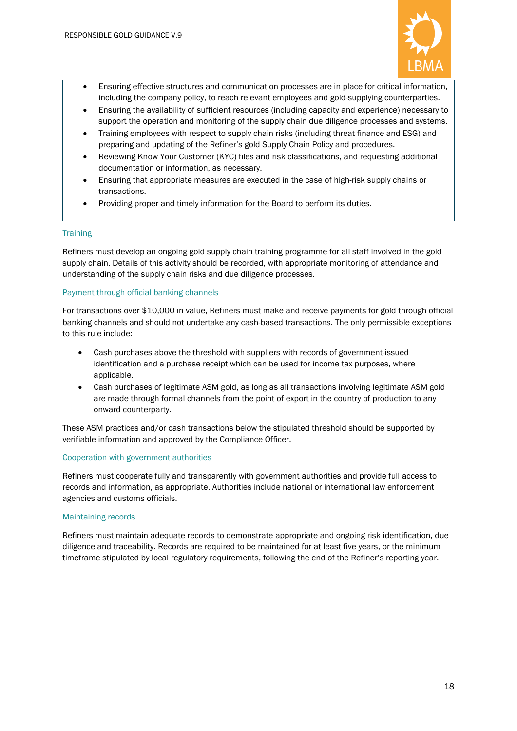- Ensuring effective structures and communication processes are in place for critical information, including the company policy, to reach relevant employees and gold-supplying counterparties.
- Ensuring the availability of sufficient resources (including capacity and experience) necessary to support the operation and monitoring of the supply chain due diligence processes and systems.
- Training employees with respect to supply chain risks (including threat finance and ESG) and preparing and updating of the Refiner's gold Supply Chain Policy and procedures.
- Reviewing Know Your Customer (KYC) files and risk classifications, and requesting additional documentation or information, as necessary.
- Ensuring that appropriate measures are executed in the case of high-risk supply chains or transactions.
- Providing proper and timely information for the Board to perform its duties.

### Training

Refiners must develop an ongoing gold supply chain training programme for all staff involved in the gold supply chain. Details of this activity should be recorded, with appropriate monitoring of attendance and understanding of the supply chain risks and due diligence processes.

### Payment through official banking channels

For transactions over $10,000 in value, Refiners must make and receive payments for gold through official banking channels and should not undertake any cash-based transactions. The only permissible exceptions to this rule include:

- Cash purchases above the threshold with suppliers with records of government-issued identification and a purchase receipt which can be used for income tax purposes, where applicable.
- Cash purchases of legitimate ASM gold, as long as all transactions involving legitimate ASM gold are made through formal channels from the point of export in the country of production to any onward counterparty.

These ASM practices and/or cash transactions below the stipulated threshold should be supported by verifiable information and approved by the Compliance Officer.

### Cooperation with government authorities

Refiners must cooperate fully and transparently with government authorities and provide full access to records and information, as appropriate. Authorities include national or international law enforcement agencies and customs officials.

### Maintaining records

Refiners must maintain adequate records to demonstrate appropriate and ongoing risk identification, due diligence and traceability. Records are required to be maintained for at least five years, or the minimum timeframe stipulated by local regulatory requirements, following the end of the Refiner's reporting year.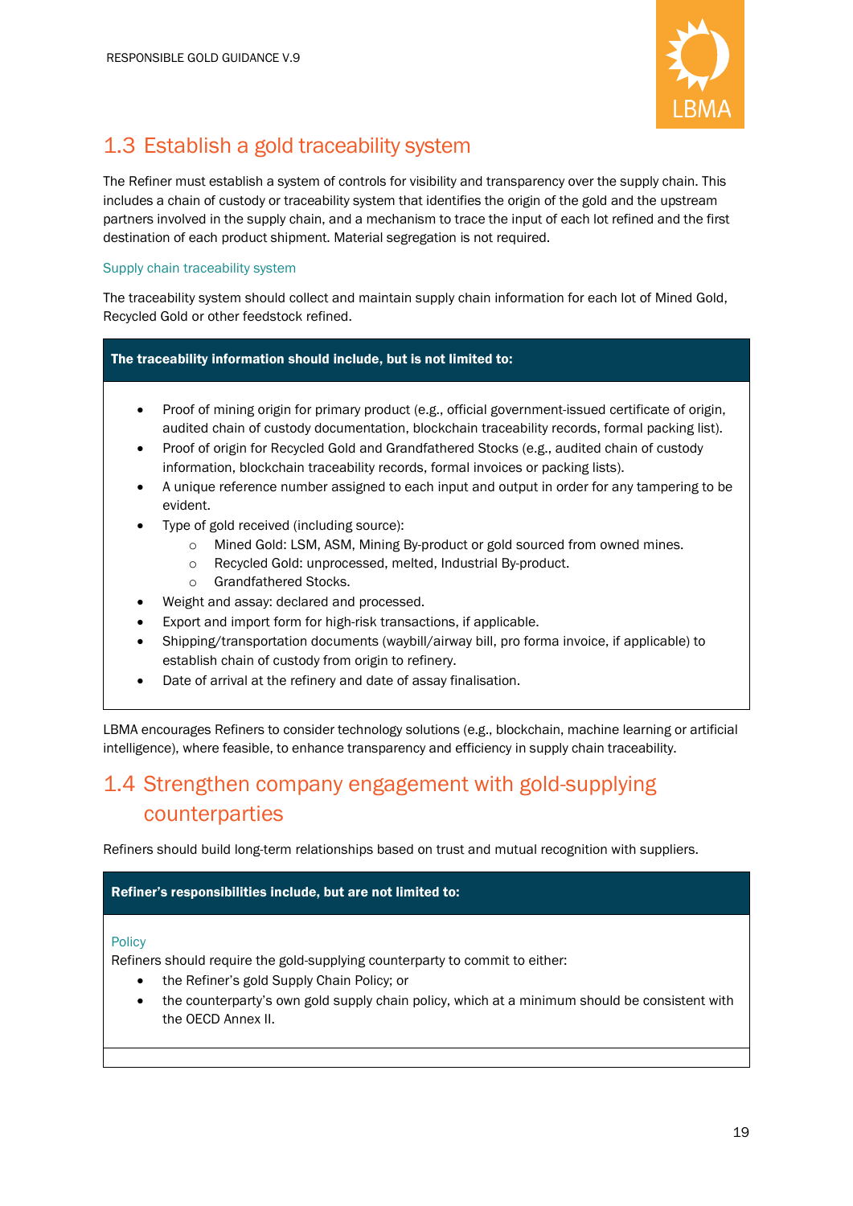## 1.3 Establish a gold traceability system

The Refiner must establish a system of controls for visibility and transparency over the supply chain. This includes a chain of custody or traceability system that identifies the origin of the gold and the upstream partners involved in the supply chain, and a mechanism to trace the input of each lot refined and the first destination of each product shipment. Material segregation is not required.

### Supply chain traceability system

The traceability system should collect and maintain supply chain information for each lot of Mined Gold, Recycled Gold or other feedstock refined.

**The traceability information should include, but is not limited to:**

- Proof of mining origin for primary product (e.g., official government-issued certificate of origin, audited chain of custody documentation, blockchain traceability records, formal packing list).
- Proof of origin for Recycled Gold and Grandfathered Stocks (e.g., audited chain of custody information, blockchain traceability records, formal invoices or packing lists).
- A unique reference number assigned to each input and output in order for any tampering to be evident.
- Type of gold received (including source):
  - Mined Gold: LSM, ASM, Mining By-product or gold sourced from owned mines.
  - Recycled Gold: unprocessed, melted, Industrial By-product.
  - Grandfathered Stocks.
- Weight and assay: declared and processed.
- Export and import form for high-risk transactions, if applicable.
- Shipping/transportation documents (waybill/airway bill, pro forma invoice, if applicable) to establish chain of custody from origin to refinery.
- Date of arrival at the refinery and date of assay finalisation.

LBMA encourages Refiners to consider technology solutions (e.g., blockchain, machine learning or artificial intelligence), where feasible, to enhance transparency and efficiency in supply chain traceability.

## 1.4 Strengthen company engagement with gold-supplying counterparties

Refiners should build long-term relationships based on trust and mutual recognition with suppliers.

**Refiner's responsibilities include, but are not limited to:**

#### Policy

Refiners should require the gold-supplying counterparty to commit to either:

- the Refiner's gold Supply Chain Policy; or
- the counterparty's own gold supply chain policy, which at a minimum should be consistent with the OECD Annex II.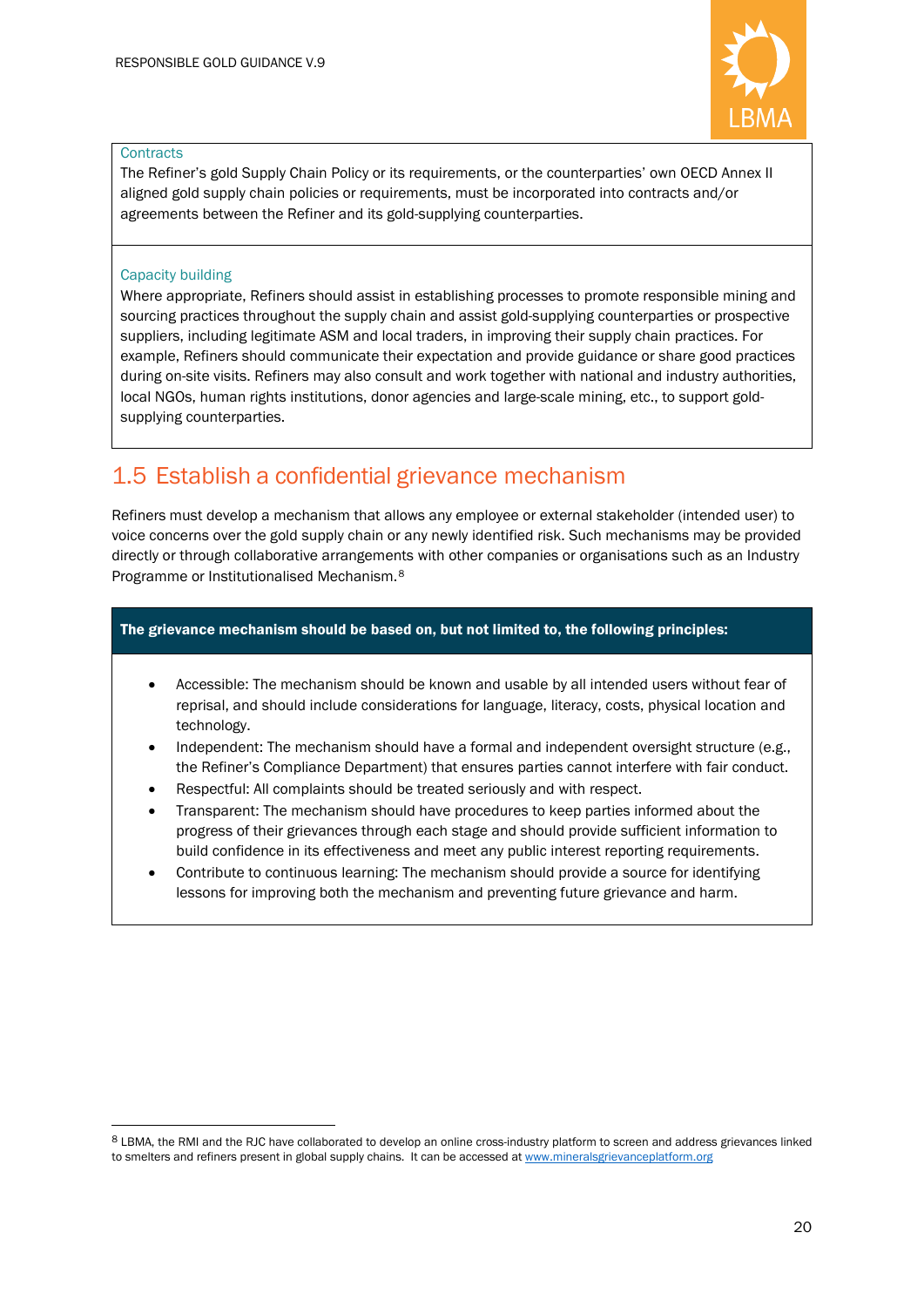Contracts

The Refiner's gold Supply Chain Policy or its requirements, or the counterparties' own OECD Annex II aligned gold supply chain policies or requirements, must be incorporated into contracts and/or agreements between the Refiner and its gold-supplying counterparties.

Capacity building

Where appropriate, Refiners should assist in establishing processes to promote responsible mining and sourcing practices throughout the supply chain and assist gold-supplying counterparties or prospective suppliers, including legitimate ASM and local traders, in improving their supply chain practices. For example, Refiners should communicate their expectation and provide guidance or share good practices during on-site visits. Refiners may also consult and work together with national and industry authorities, local NGOs, human rights institutions, donor agencies and large-scale mining, etc., to support gold-supplying counterparties.

## 1.5 Establish a confidential grievance mechanism

Refiners must develop a mechanism that allows any employee or external stakeholder (intended user) to voice concerns over the gold supply chain or any newly identified risk. Such mechanisms may be provided directly or through collaborative arrangements with other companies or organisations such as an Industry Programme or Institutionalised Mechanism.[8]

**The grievance mechanism should be based on, but not limited to, the following principles:**

- Accessible: The mechanism should be known and usable by all intended users without fear of reprisal, and should include considerations for language, literacy, costs, physical location and technology.
- Independent: The mechanism should have a formal and independent oversight structure (e.g., the Refiner's Compliance Department) that ensures parties cannot interfere with fair conduct.
- Respectful: All complaints should be treated seriously and with respect.
- Transparent: The mechanism should have procedures to keep parties informed about the progress of their grievances through each stage and should provide sufficient information to build confidence in its effectiveness and meet any public interest reporting requirements.
- Contribute to continuous learning: The mechanism should provide a source for identifying lessons for improving both the mechanism and preventing future grievance and harm.

[8] LBMA, the RMI and the RJC have collaborated to develop an online cross-industry platform to screen and address grievances linked to smelters and refiners present in global supply chains. It can be accessed at www.mineralsgrievanceplatform.org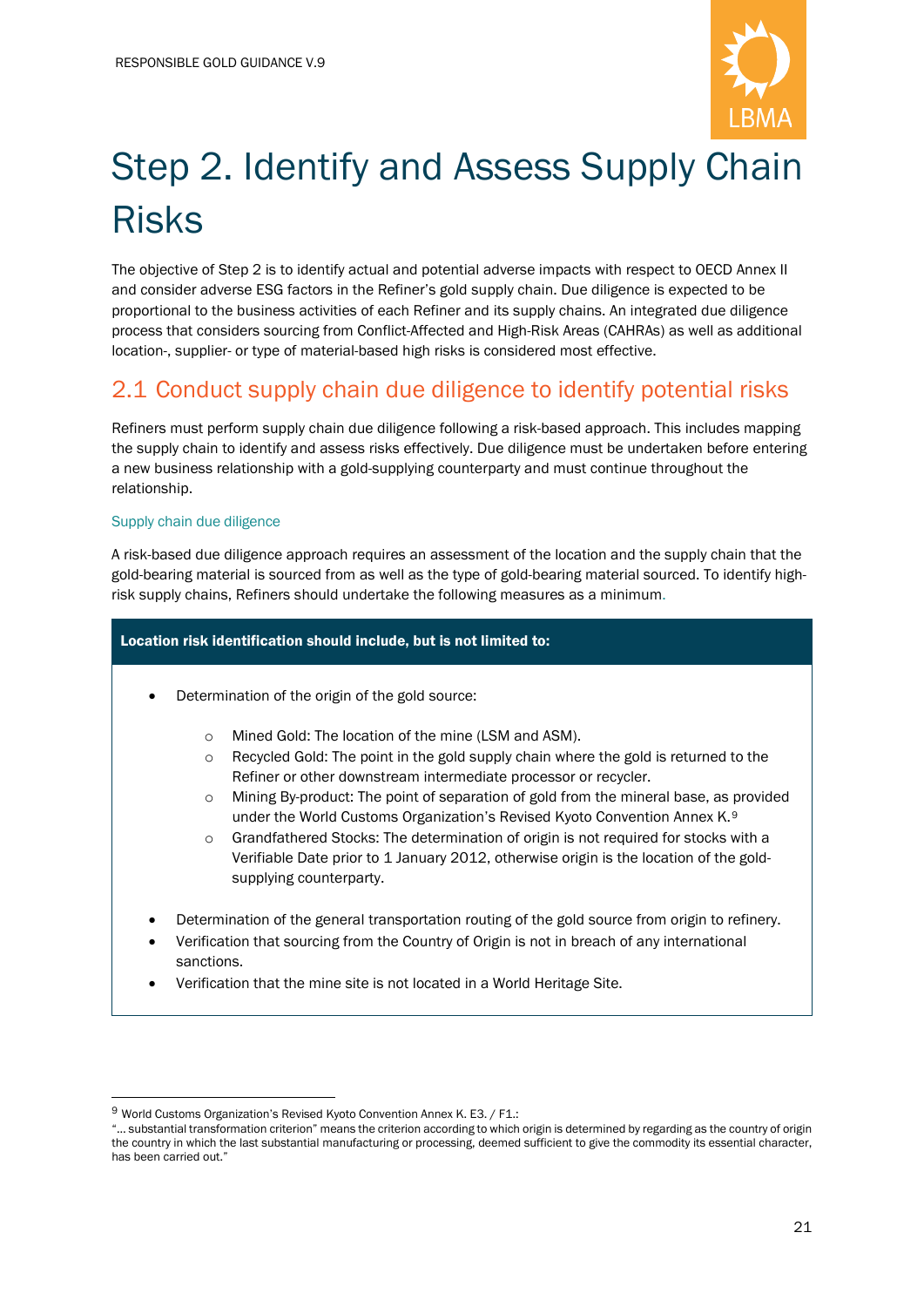# Step 2. Identify and Assess Supply Chain Risks

The objective of Step 2 is to identify actual and potential adverse impacts with respect to OECD Annex II and consider adverse ESG factors in the Refiner's gold supply chain. Due diligence is expected to be proportional to the business activities of each Refiner and its supply chains. An integrated due diligence process that considers sourcing from Conflict-Affected and High-Risk Areas (CAHRAs) as well as additional location-, supplier- or type of material-based high risks is considered most effective.

## 2.1 Conduct supply chain due diligence to identify potential risks

Refiners must perform supply chain due diligence following a risk-based approach. This includes mapping the supply chain to identify and assess risks effectively. Due diligence must be undertaken before entering a new business relationship with a gold-supplying counterparty and must continue throughout the relationship.

### Supply chain due diligence

A risk-based due diligence approach requires an assessment of the location and the supply chain that the gold-bearing material is sourced from as well as the type of gold-bearing material sourced. To identify high-risk supply chains, Refiners should undertake the following measures as a minimum.

**Location risk identification should include, but is not limited to:**

- Determination of the origin of the gold source:
  - Mined Gold: The location of the mine (LSM and ASM).
  - Recycled Gold: The point in the gold supply chain where the gold is returned to the Refiner or other downstream intermediate processor or recycler.
  - Mining By-product: The point of separation of gold from the mineral base, as provided under the World Customs Organization's Revised Kyoto Convention Annex K.[9]
  - Grandfathered Stocks: The determination of origin is not required for stocks with a Verifiable Date prior to 1 January 2012, otherwise origin is the location of the gold-supplying counterparty.
- Determination of the general transportation routing of the gold source from origin to refinery.
- Verification that sourcing from the Country of Origin is not in breach of any international sanctions.
- Verification that the mine site is not located in a World Heritage Site.

---

[9] World Customs Organization's Revised Kyoto Convention Annex K. E3. / F1.:
"... substantial transformation criterion" means the criterion according to which origin is determined by regarding as the country of origin the country in which the last substantial manufacturing or processing, deemed sufficient to give the commodity its essential character, has been carried out."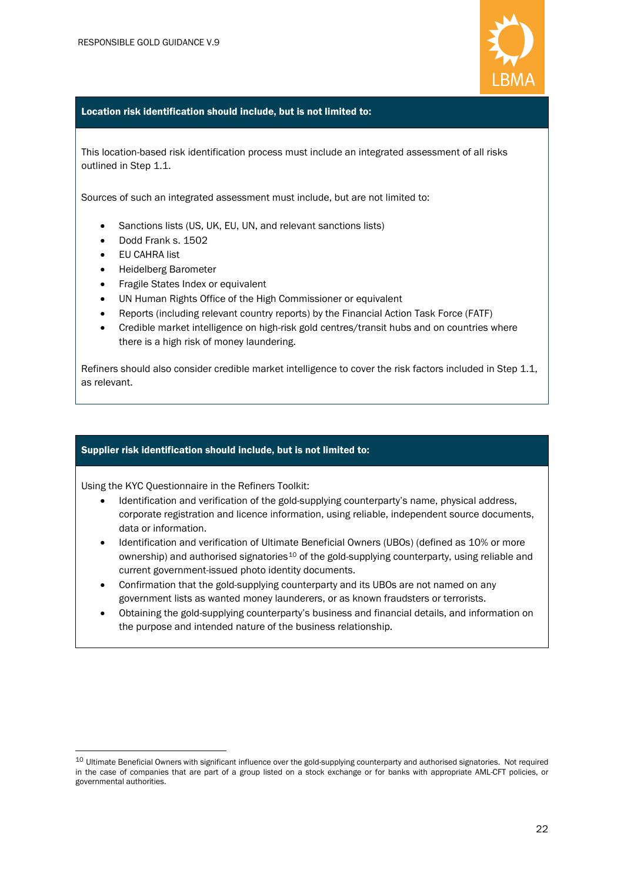**Location risk identification should include, but is not limited to:**

This location-based risk identification process must include an integrated assessment of all risks outlined in Step 1.1.

Sources of such an integrated assessment must include, but are not limited to:

- Sanctions lists (US, UK, EU, UN, and relevant sanctions lists)
- Dodd Frank s. 1502
- EU CAHRA list
- Heidelberg Barometer
- Fragile States Index or equivalent
- UN Human Rights Office of the High Commissioner or equivalent
- Reports (including relevant country reports) by the Financial Action Task Force (FATF)
- Credible market intelligence on high-risk gold centres/transit hubs and on countries where there is a high risk of money laundering.

Refiners should also consider credible market intelligence to cover the risk factors included in Step 1.1, as relevant.

**Supplier risk identification should include, but is not limited to:**

Using the KYC Questionnaire in the Refiners Toolkit:

- Identification and verification of the gold-supplying counterparty's name, physical address, corporate registration and licence information, using reliable, independent source documents, data or information.
- Identification and verification of Ultimate Beneficial Owners (UBOs) (defined as 10% or more ownership) and authorised signatories[10] of the gold-supplying counterparty, using reliable and current government-issued photo identity documents.
- Confirmation that the gold-supplying counterparty and its UBOs are not named on any government lists as wanted money launderers, or as known fraudsters or terrorists.
- Obtaining the gold-supplying counterparty's business and financial details, and information on the purpose and intended nature of the business relationship.

[10] Ultimate Beneficial Owners with significant influence over the gold-supplying counterparty and authorised signatories. Not required in the case of companies that are part of a group listed on a stock exchange or for banks with appropriate AML-CFT policies, or governmental authorities.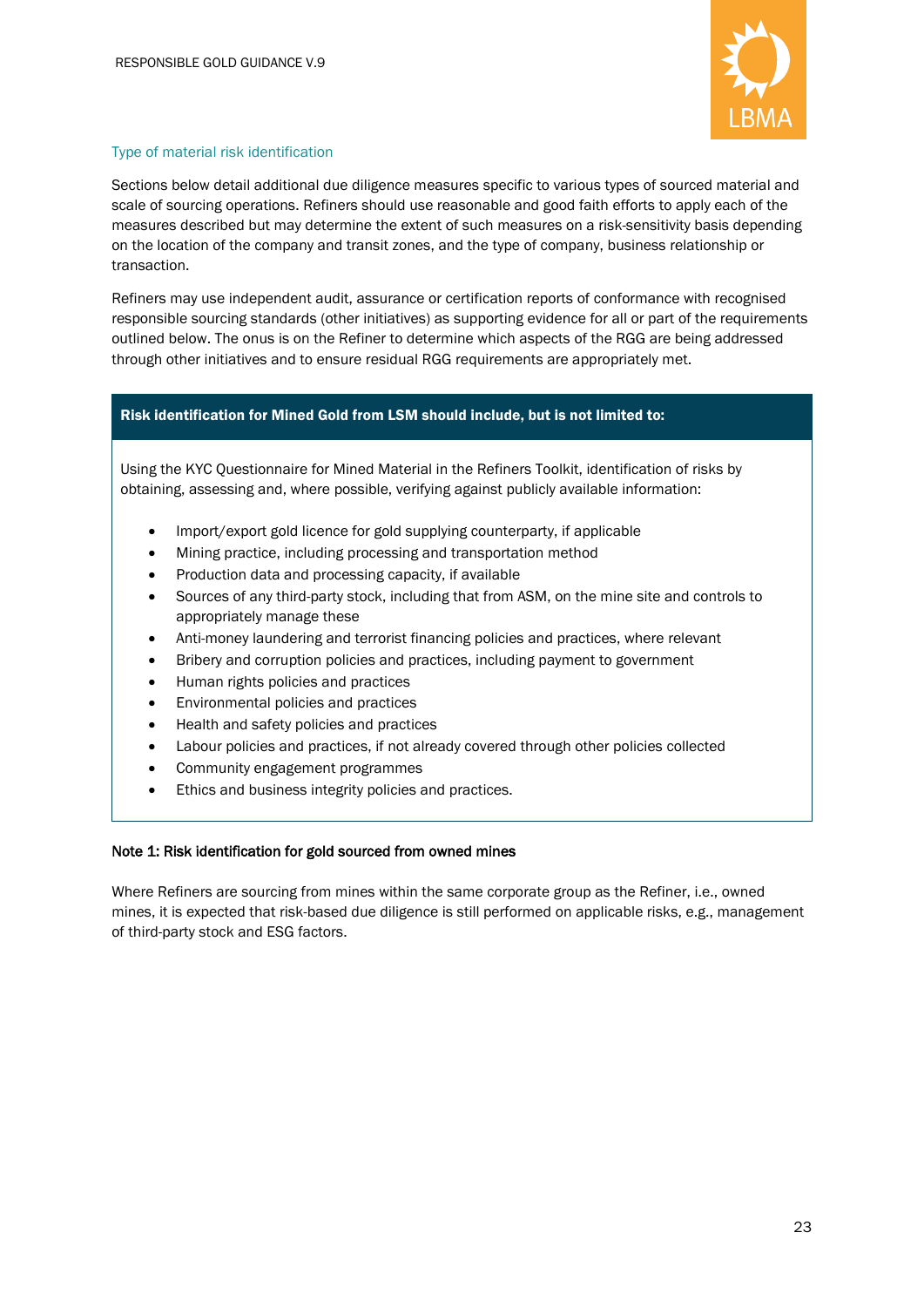### Type of material risk identification

Sections below detail additional due diligence measures specific to various types of sourced material and scale of sourcing operations. Refiners should use reasonable and good faith efforts to apply each of the measures described but may determine the extent of such measures on a risk-sensitivity basis depending on the location of the company and transit zones, and the type of company, business relationship or transaction.

Refiners may use independent audit, assurance or certification reports of conformance with recognised responsible sourcing standards (other initiatives) as supporting evidence for all or part of the requirements outlined below. The onus is on the Refiner to determine which aspects of the RGG are being addressed through other initiatives and to ensure residual RGG requirements are appropriately met.

**Risk identification for Mined Gold from LSM should include, but is not limited to:**

Using the KYC Questionnaire for Mined Material in the Refiners Toolkit, identification of risks by obtaining, assessing and, where possible, verifying against publicly available information:

- Import/export gold licence for gold supplying counterparty, if applicable
- Mining practice, including processing and transportation method
- Production data and processing capacity, if available
- Sources of any third-party stock, including that from ASM, on the mine site and controls to appropriately manage these
- Anti-money laundering and terrorist financing policies and practices, where relevant
- Bribery and corruption policies and practices, including payment to government
- Human rights policies and practices
- Environmental policies and practices
- Health and safety policies and practices
- Labour policies and practices, if not already covered through other policies collected
- Community engagement programmes
- Ethics and business integrity policies and practices.

**Note 1: Risk identification for gold sourced from owned mines**

Where Refiners are sourcing from mines within the same corporate group as the Refiner, i.e., owned mines, it is expected that risk-based due diligence is still performed on applicable risks, e.g., management of third-party stock and ESG factors.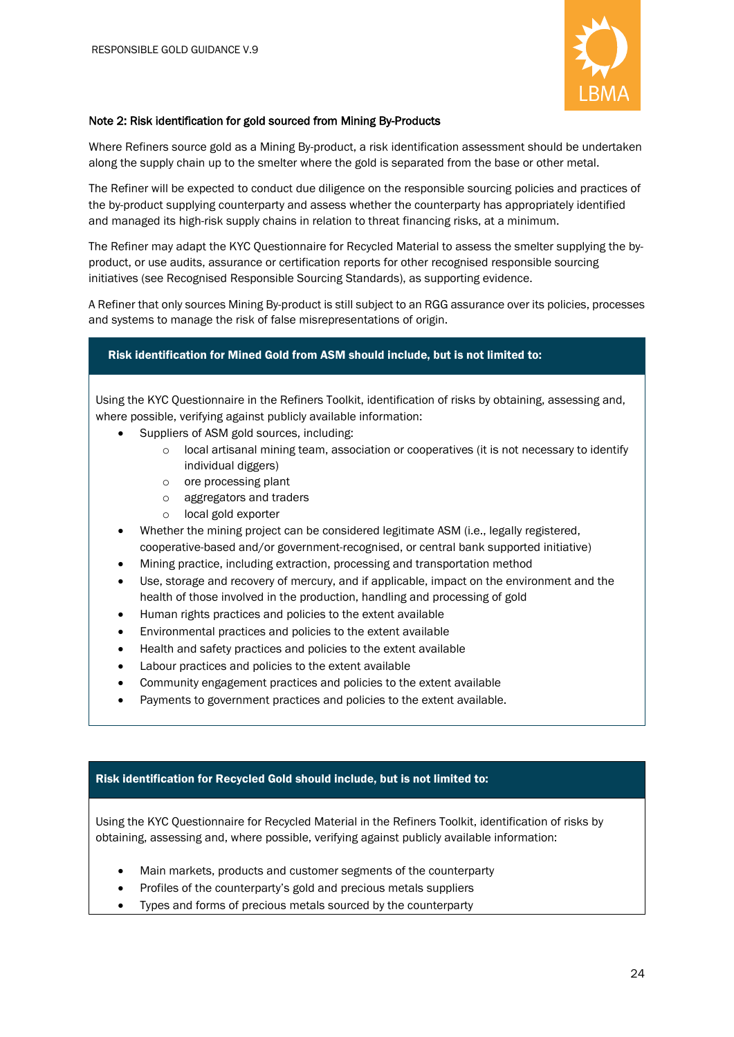**Note 2: Risk identification for gold sourced from Mining By-Products**

Where Refiners source gold as a Mining By-product, a risk identification assessment should be undertaken along the supply chain up to the smelter where the gold is separated from the base or other metal.

The Refiner will be expected to conduct due diligence on the responsible sourcing policies and practices of the by-product supplying counterparty and assess whether the counterparty has appropriately identified and managed its high-risk supply chains in relation to threat financing risks, at a minimum.

The Refiner may adapt the KYC Questionnaire for Recycled Material to assess the smelter supplying the by-product, or use audits, assurance or certification reports for other recognised responsible sourcing initiatives (see Recognised Responsible Sourcing Standards), as supporting evidence.

A Refiner that only sources Mining By-product is still subject to an RGG assurance over its policies, processes and systems to manage the risk of false misrepresentations of origin.

**Risk identification for Mined Gold from ASM should include, but is not limited to:**

Using the KYC Questionnaire in the Refiners Toolkit, identification of risks by obtaining, assessing and, where possible, verifying against publicly available information:

- Suppliers of ASM gold sources, including:
    - local artisanal mining team, association or cooperatives (it is not necessary to identify individual diggers)
    - ore processing plant
    - aggregators and traders
    - local gold exporter
- Whether the mining project can be considered legitimate ASM (i.e., legally registered, cooperative-based and/or government-recognised, or central bank supported initiative)
- Mining practice, including extraction, processing and transportation method
- Use, storage and recovery of mercury, and if applicable, impact on the environment and the health of those involved in the production, handling and processing of gold
- Human rights practices and policies to the extent available
- Environmental practices and policies to the extent available
- Health and safety practices and policies to the extent available
- Labour practices and policies to the extent available
- Community engagement practices and policies to the extent available
- Payments to government practices and policies to the extent available.

**Risk identification for Recycled Gold should include, but is not limited to:**

Using the KYC Questionnaire for Recycled Material in the Refiners Toolkit, identification of risks by obtaining, assessing and, where possible, verifying against publicly available information:

- Main markets, products and customer segments of the counterparty
- Profiles of the counterparty's gold and precious metals suppliers
- Types and forms of precious metals sourced by the counterparty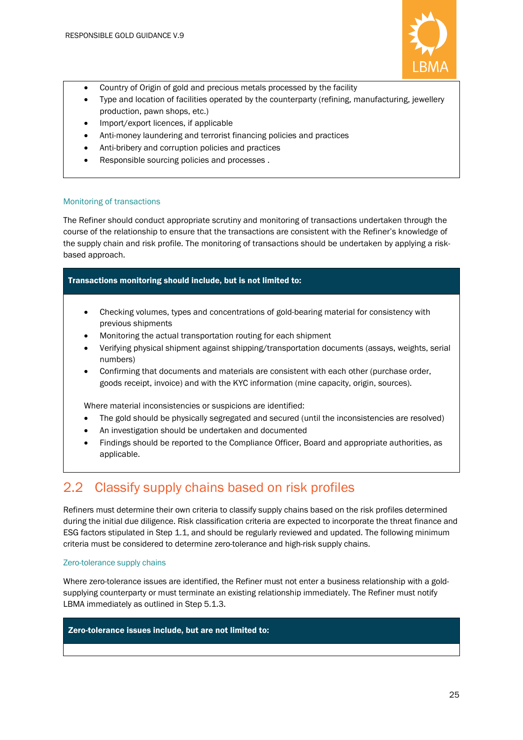- Country of Origin of gold and precious metals processed by the facility
- Type and location of facilities operated by the counterparty (refining, manufacturing, jewellery production, pawn shops, etc.)
- Import/export licences, if applicable
- Anti-money laundering and terrorist financing policies and practices
- Anti-bribery and corruption policies and practices
- Responsible sourcing policies and processes .

### Monitoring of transactions

The Refiner should conduct appropriate scrutiny and monitoring of transactions undertaken through the course of the relationship to ensure that the transactions are consistent with the Refiner's knowledge of the supply chain and risk profile. The monitoring of transactions should be undertaken by applying a risk-based approach.

**Transactions monitoring should include, but is not limited to:**

- Checking volumes, types and concentrations of gold-bearing material for consistency with previous shipments
- Monitoring the actual transportation routing for each shipment
- Verifying physical shipment against shipping/transportation documents (assays, weights, serial numbers)
- Confirming that documents and materials are consistent with each other (purchase order, goods receipt, invoice) and with the KYC information (mine capacity, origin, sources).

Where material inconsistencies or suspicions are identified:

- The gold should be physically segregated and secured (until the inconsistencies are resolved)
- An investigation should be undertaken and documented
- Findings should be reported to the Compliance Officer, Board and appropriate authorities, as applicable.

## 2.2 Classify supply chains based on risk profiles

Refiners must determine their own criteria to classify supply chains based on the risk profiles determined during the initial due diligence. Risk classification criteria are expected to incorporate the threat finance and ESG factors stipulated in Step 1.1, and should be regularly reviewed and updated. The following minimum criteria must be considered to determine zero-tolerance and high-risk supply chains.

### Zero-tolerance supply chains

Where zero-tolerance issues are identified, the Refiner must not enter a business relationship with a gold-supplying counterparty or must terminate an existing relationship immediately. The Refiner must notify LBMA immediately as outlined in Step 5.1.3.

**Zero-tolerance issues include, but are not limited to:**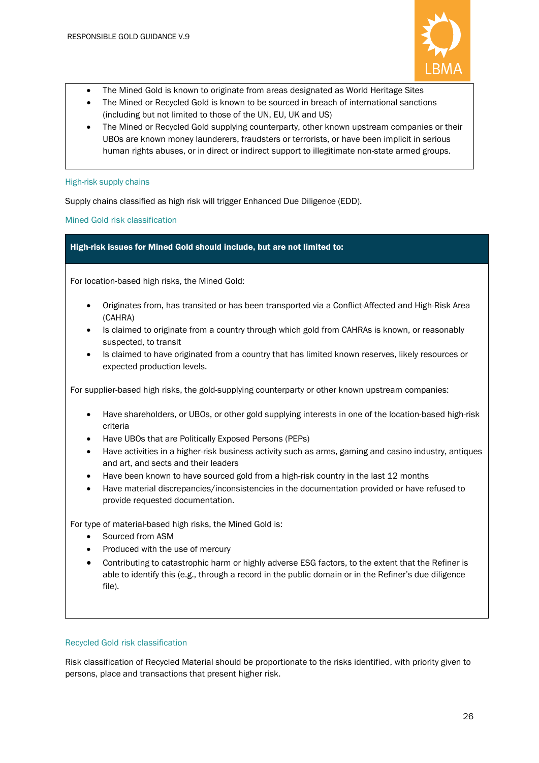- The Mined Gold is known to originate from areas designated as World Heritage Sites
- The Mined or Recycled Gold is known to be sourced in breach of international sanctions (including but not limited to those of the UN, EU, UK and US)
- The Mined or Recycled Gold supplying counterparty, other known upstream companies or their UBOs are known money launderers, fraudsters or terrorists, or have been implicit in serious human rights abuses, or in direct or indirect support to illegitimate non-state armed groups.

### High-risk supply chains

Supply chains classified as high risk will trigger Enhanced Due Diligence (EDD).

### Mined Gold risk classification

**High-risk issues for Mined Gold should include, but are not limited to:**

For location-based high risks, the Mined Gold:

- Originates from, has transited or has been transported via a Conflict-Affected and High-Risk Area (CAHRA)
- Is claimed to originate from a country through which gold from CAHRAs is known, or reasonably suspected, to transit
- Is claimed to have originated from a country that has limited known reserves, likely resources or expected production levels.

For supplier-based high risks, the gold-supplying counterparty or other known upstream companies:

- Have shareholders, or UBOs, or other gold supplying interests in one of the location-based high-risk criteria
- Have UBOs that are Politically Exposed Persons (PEPs)
- Have activities in a higher-risk business activity such as arms, gaming and casino industry, antiques and art, and sects and their leaders
- Have been known to have sourced gold from a high-risk country in the last 12 months
- Have material discrepancies/inconsistencies in the documentation provided or have refused to provide requested documentation.

For type of material-based high risks, the Mined Gold is:

- Sourced from ASM
- Produced with the use of mercury
- Contributing to catastrophic harm or highly adverse ESG factors, to the extent that the Refiner is able to identify this (e.g., through a record in the public domain or in the Refiner's due diligence file).

### Recycled Gold risk classification

Risk classification of Recycled Material should be proportionate to the risks identified, with priority given to persons, place and transactions that present higher risk.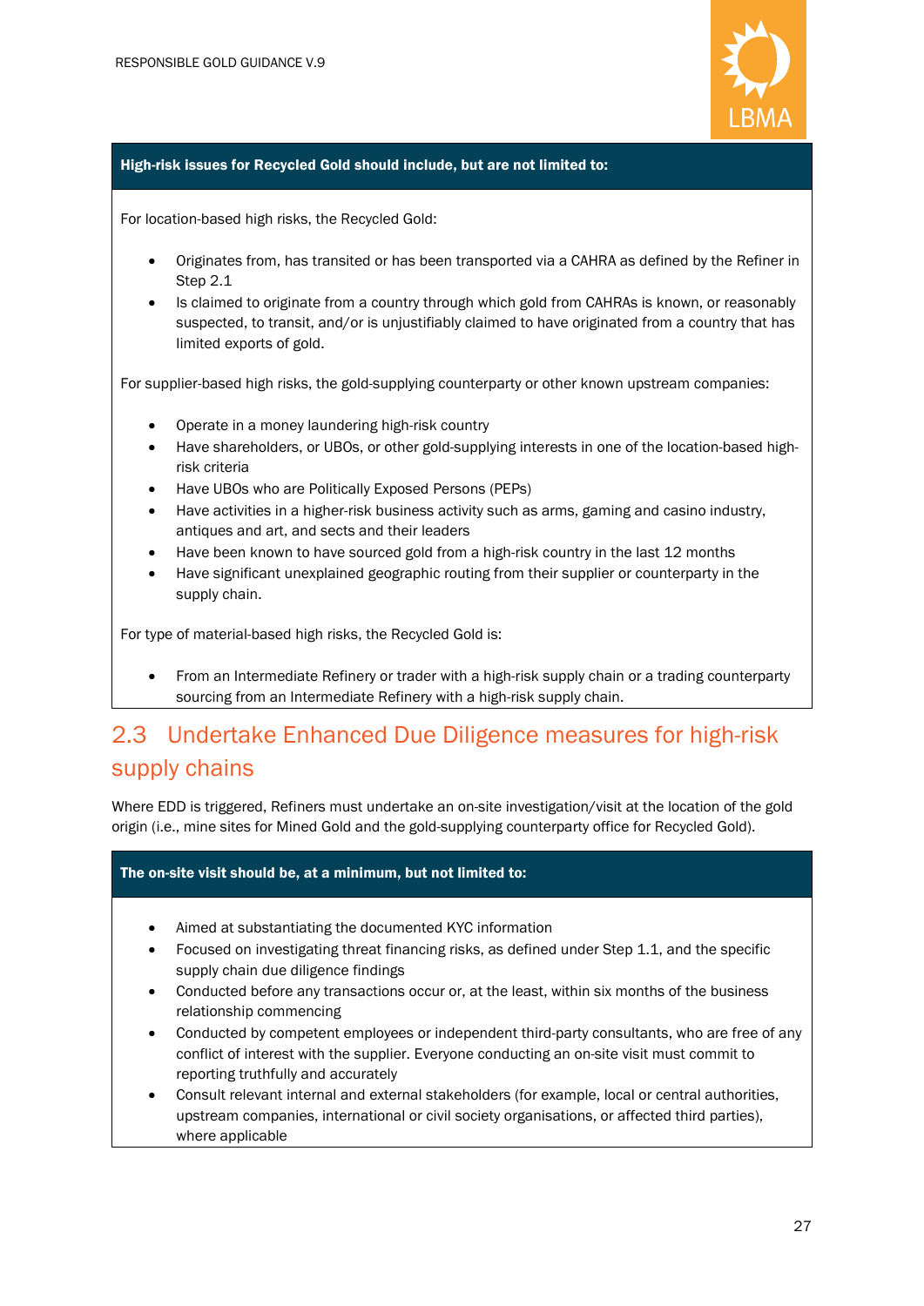**High-risk issues for Recycled Gold should include, but are not limited to:**

For location-based high risks, the Recycled Gold:

- Originates from, has transited or has been transported via a CAHRA as defined by the Refiner in Step 2.1
- Is claimed to originate from a country through which gold from CAHRAs is known, or reasonably suspected, to transit, and/or is unjustifiably claimed to have originated from a country that has limited exports of gold.

For supplier-based high risks, the gold-supplying counterparty or other known upstream companies:

- Operate in a money laundering high-risk country
- Have shareholders, or UBOs, or other gold-supplying interests in one of the location-based high-risk criteria
- Have UBOs who are Politically Exposed Persons (PEPs)
- Have activities in a higher-risk business activity such as arms, gaming and casino industry, antiques and art, and sects and their leaders
- Have been known to have sourced gold from a high-risk country in the last 12 months
- Have significant unexplained geographic routing from their supplier or counterparty in the supply chain.

For type of material-based high risks, the Recycled Gold is:

- From an Intermediate Refinery or trader with a high-risk supply chain or a trading counterparty sourcing from an Intermediate Refinery with a high-risk supply chain.

## 2.3 Undertake Enhanced Due Diligence measures for high-risk supply chains

Where EDD is triggered, Refiners must undertake an on-site investigation/visit at the location of the gold origin (i.e., mine sites for Mined Gold and the gold-supplying counterparty office for Recycled Gold).

**The on-site visit should be, at a minimum, but not limited to:**

- Aimed at substantiating the documented KYC information
- Focused on investigating threat financing risks, as defined under Step 1.1, and the specific supply chain due diligence findings
- Conducted before any transactions occur or, at the least, within six months of the business relationship commencing
- Conducted by competent employees or independent third-party consultants, who are free of any conflict of interest with the supplier. Everyone conducting an on-site visit must commit to reporting truthfully and accurately
- Consult relevant internal and external stakeholders (for example, local or central authorities, upstream companies, international or civil society organisations, or affected third parties), where applicable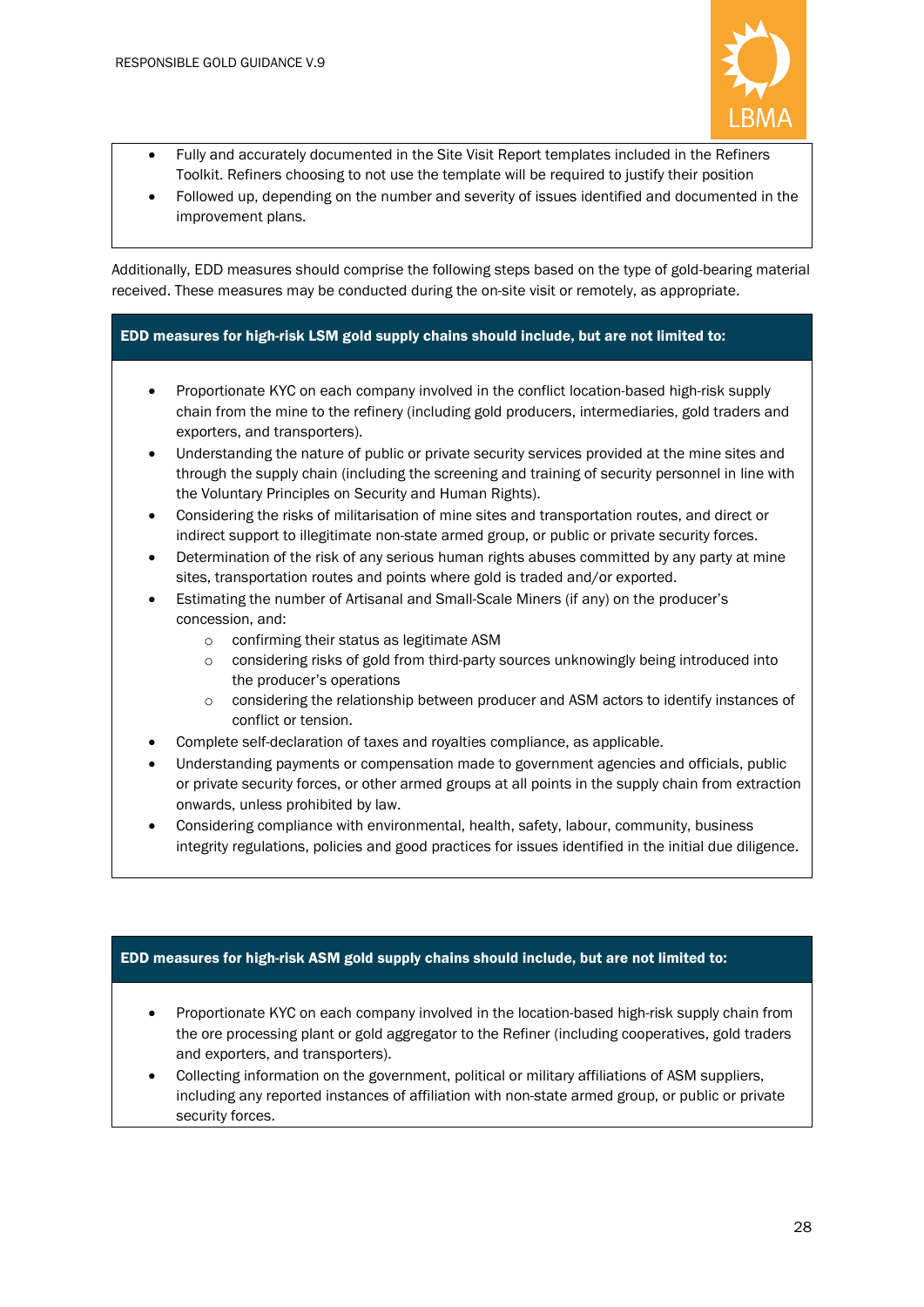- Fully and accurately documented in the Site Visit Report templates included in the Refiners Toolkit. Refiners choosing to not use the template will be required to justify their position
- Followed up, depending on the number and severity of issues identified and documented in the improvement plans.

Additionally, EDD measures should comprise the following steps based on the type of gold-bearing material received. These measures may be conducted during the on-site visit or remotely, as appropriate.

**EDD measures for high-risk LSM gold supply chains should include, but are not limited to:**

- Proportionate KYC on each company involved in the conflict location-based high-risk supply chain from the mine to the refinery (including gold producers, intermediaries, gold traders and exporters, and transporters).
- Understanding the nature of public or private security services provided at the mine sites and through the supply chain (including the screening and training of security personnel in line with the Voluntary Principles on Security and Human Rights).
- Considering the risks of militarisation of mine sites and transportation routes, and direct or indirect support to illegitimate non-state armed group, or public or private security forces.
- Determination of the risk of any serious human rights abuses committed by any party at mine sites, transportation routes and points where gold is traded and/or exported.
- Estimating the number of Artisanal and Small-Scale Miners (if any) on the producer's concession, and:
    - confirming their status as legitimate ASM
    - considering risks of gold from third-party sources unknowingly being introduced into the producer's operations
    - considering the relationship between producer and ASM actors to identify instances of conflict or tension.
- Complete self-declaration of taxes and royalties compliance, as applicable.
- Understanding payments or compensation made to government agencies and officials, public or private security forces, or other armed groups at all points in the supply chain from extraction onwards, unless prohibited by law.
- Considering compliance with environmental, health, safety, labour, community, business integrity regulations, policies and good practices for issues identified in the initial due diligence.

**EDD measures for high-risk ASM gold supply chains should include, but are not limited to:**

- Proportionate KYC on each company involved in the location-based high-risk supply chain from the ore processing plant or gold aggregator to the Refiner (including cooperatives, gold traders and exporters, and transporters).
- Collecting information on the government, political or military affiliations of ASM suppliers, including any reported instances of affiliation with non-state armed group, or public or private security forces.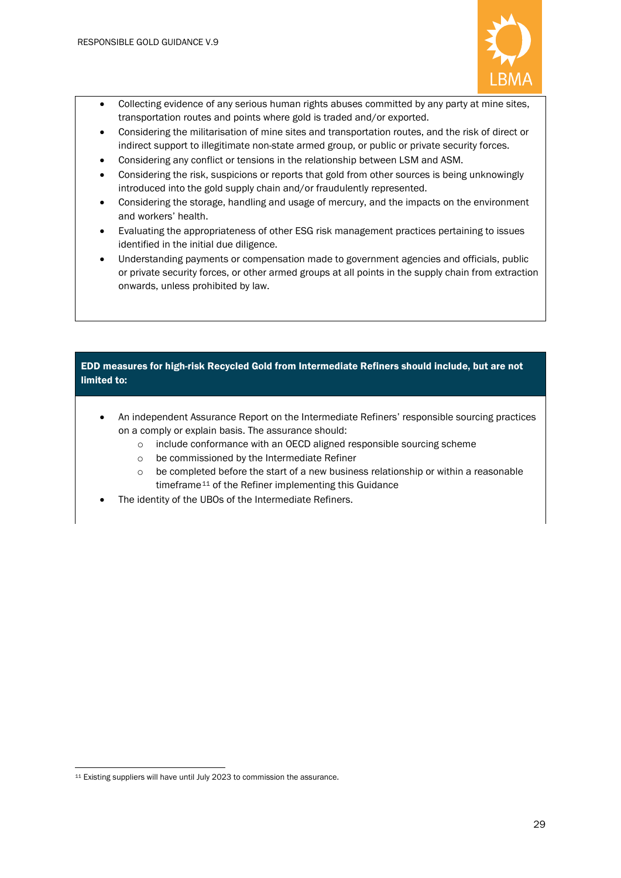- Collecting evidence of any serious human rights abuses committed by any party at mine sites, transportation routes and points where gold is traded and/or exported.
- Considering the militarisation of mine sites and transportation routes, and the risk of direct or indirect support to illegitimate non-state armed group, or public or private security forces.
- Considering any conflict or tensions in the relationship between LSM and ASM.
- Considering the risk, suspicions or reports that gold from other sources is being unknowingly introduced into the gold supply chain and/or fraudulently represented.
- Considering the storage, handling and usage of mercury, and the impacts on the environment and workers' health.
- Evaluating the appropriateness of other ESG risk management practices pertaining to issues identified in the initial due diligence.
- Understanding payments or compensation made to government agencies and officials, public or private security forces, or other armed groups at all points in the supply chain from extraction onwards, unless prohibited by law.

**EDD measures for high-risk Recycled Gold from Intermediate Refiners should include, but are not limited to:**

- An independent Assurance Report on the Intermediate Refiners' responsible sourcing practices on a comply or explain basis. The assurance should:
  - include conformance with an OECD aligned responsible sourcing scheme
  - be commissioned by the Intermediate Refiner
  - be completed before the start of a new business relationship or within a reasonable timeframe[11] of the Refiner implementing this Guidance
- The identity of the UBOs of the Intermediate Refiners.

[11] Existing suppliers will have until July 2023 to commission the assurance.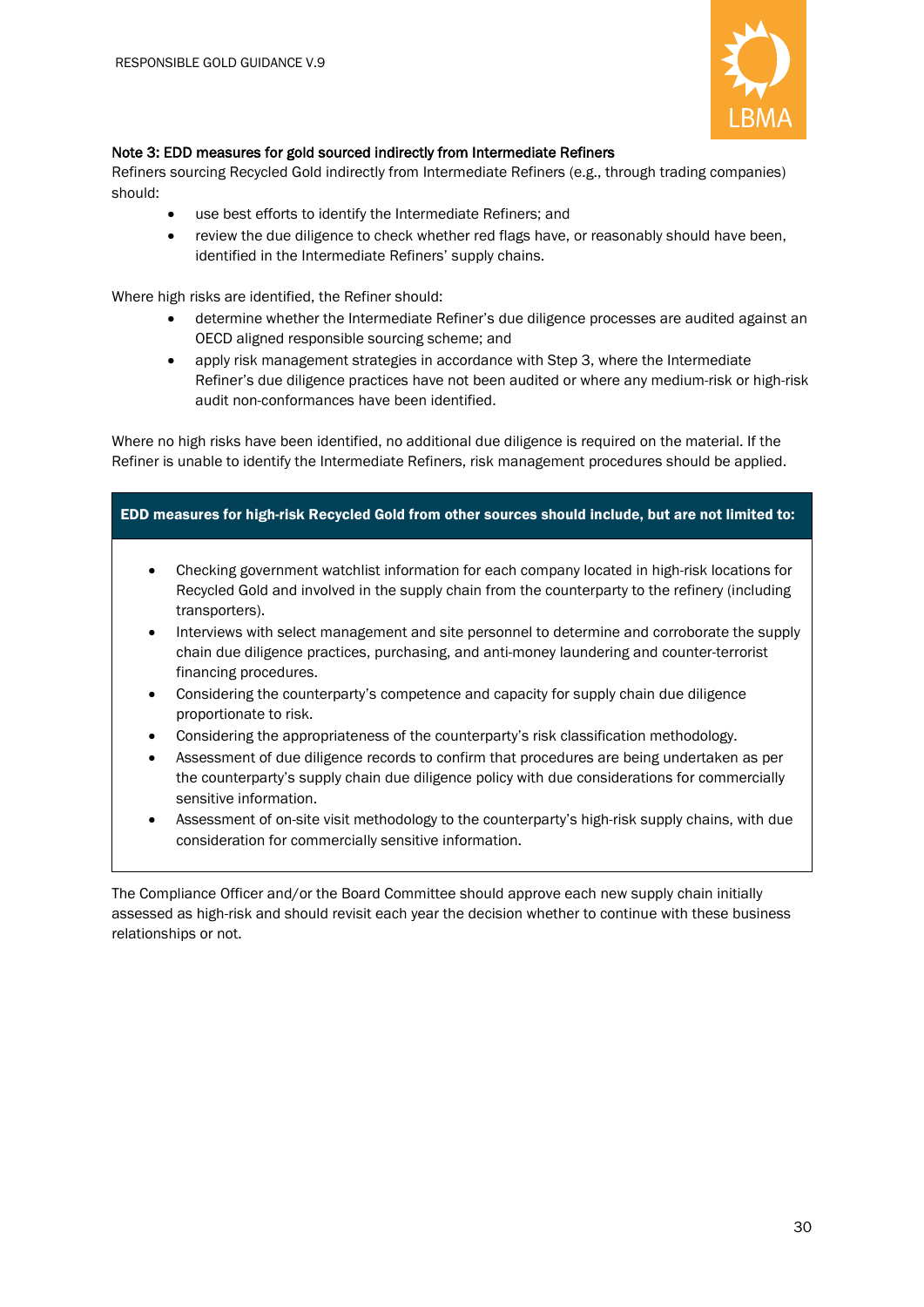**Note 3: EDD measures for gold sourced indirectly from Intermediate Refiners**

Refiners sourcing Recycled Gold indirectly from Intermediate Refiners (e.g., through trading companies) should:

- use best efforts to identify the Intermediate Refiners; and
- review the due diligence to check whether red flags have, or reasonably should have been, identified in the Intermediate Refiners' supply chains.

Where high risks are identified, the Refiner should:

- determine whether the Intermediate Refiner's due diligence processes are audited against an OECD aligned responsible sourcing scheme; and
- apply risk management strategies in accordance with Step 3, where the Intermediate Refiner's due diligence practices have not been audited or where any medium-risk or high-risk audit non-conformances have been identified.

Where no high risks have been identified, no additional due diligence is required on the material. If the Refiner is unable to identify the Intermediate Refiners, risk management procedures should be applied.

**EDD measures for high-risk Recycled Gold from other sources should include, but are not limited to:**

- Checking government watchlist information for each company located in high-risk locations for Recycled Gold and involved in the supply chain from the counterparty to the refinery (including transporters).
- Interviews with select management and site personnel to determine and corroborate the supply chain due diligence practices, purchasing, and anti-money laundering and counter-terrorist financing procedures.
- Considering the counterparty's competence and capacity for supply chain due diligence proportionate to risk.
- Considering the appropriateness of the counterparty's risk classification methodology.
- Assessment of due diligence records to confirm that procedures are being undertaken as per the counterparty's supply chain due diligence policy with due considerations for commercially sensitive information.
- Assessment of on-site visit methodology to the counterparty's high-risk supply chains, with due consideration for commercially sensitive information.

The Compliance Officer and/or the Board Committee should approve each new supply chain initially assessed as high-risk and should revisit each year the decision whether to continue with these business relationships or not.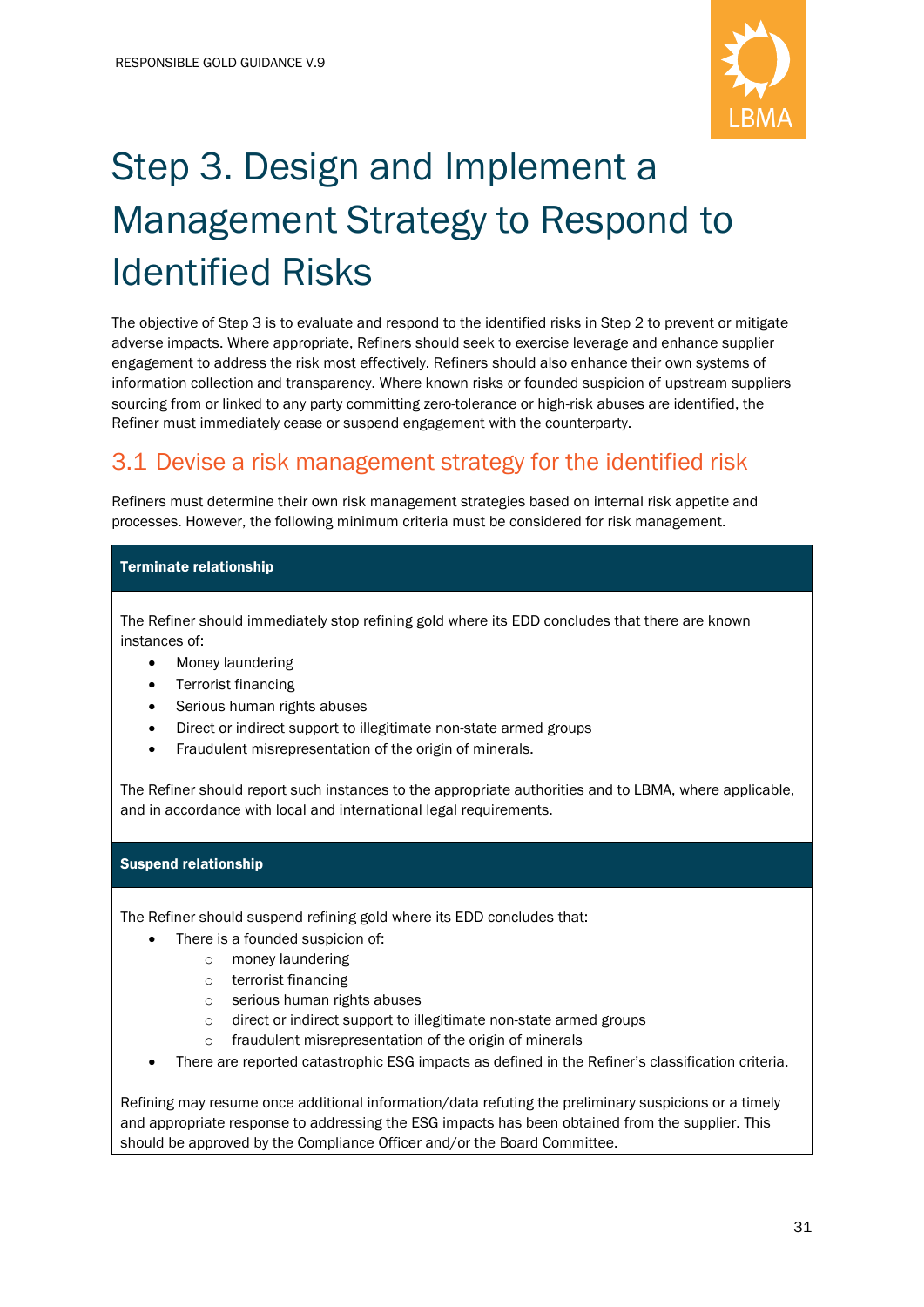# Step 3. Design and Implement a Management Strategy to Respond to Identified Risks

The objective of Step 3 is to evaluate and respond to the identified risks in Step 2 to prevent or mitigate adverse impacts. Where appropriate, Refiners should seek to exercise leverage and enhance supplier engagement to address the risk most effectively. Refiners should also enhance their own systems of information collection and transparency. Where known risks or founded suspicion of upstream suppliers sourcing from or linked to any party committing zero-tolerance or high-risk abuses are identified, the Refiner must immediately cease or suspend engagement with the counterparty.

## 3.1 Devise a risk management strategy for the identified risk

Refiners must determine their own risk management strategies based on internal risk appetite and processes. However, the following minimum criteria must be considered for risk management.

**Terminate relationship**

The Refiner should immediately stop refining gold where its EDD concludes that there are known instances of:

- Money laundering
- Terrorist financing
- Serious human rights abuses
- Direct or indirect support to illegitimate non-state armed groups
- Fraudulent misrepresentation of the origin of minerals.

The Refiner should report such instances to the appropriate authorities and to LBMA, where applicable, and in accordance with local and international legal requirements.

**Suspend relationship**

The Refiner should suspend refining gold where its EDD concludes that:

- There is a founded suspicion of:
  - money laundering
  - terrorist financing
  - serious human rights abuses
  - direct or indirect support to illegitimate non-state armed groups
  - fraudulent misrepresentation of the origin of minerals
- There are reported catastrophic ESG impacts as defined in the Refiner's classification criteria.

Refining may resume once additional information/data refuting the preliminary suspicions or a timely and appropriate response to addressing the ESG impacts has been obtained from the supplier. This should be approved by the Compliance Officer and/or the Board Committee.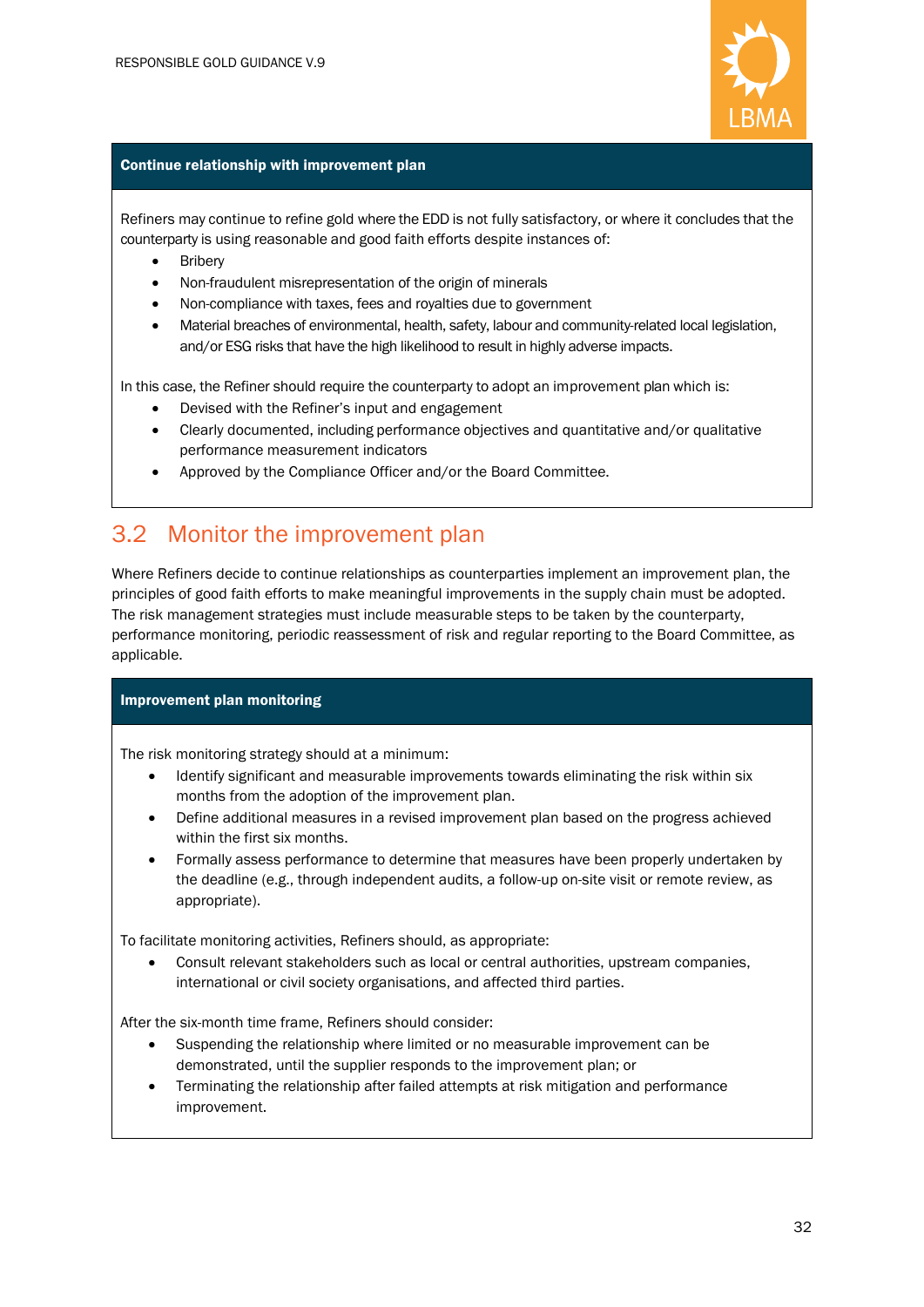**Continue relationship with improvement plan**

Refiners may continue to refine gold where the EDD is not fully satisfactory, or where it concludes that the counterparty is using reasonable and good faith efforts despite instances of:

- Bribery
- Non-fraudulent misrepresentation of the origin of minerals
- Non-compliance with taxes, fees and royalties due to government
- Material breaches of environmental, health, safety, labour and community-related local legislation, and/or ESG risks that have the high likelihood to result in highly adverse impacts.

In this case, the Refiner should require the counterparty to adopt an improvement plan which is:

- Devised with the Refiner's input and engagement
- Clearly documented, including performance objectives and quantitative and/or qualitative performance measurement indicators
- Approved by the Compliance Officer and/or the Board Committee.

## 3.2 Monitor the improvement plan

Where Refiners decide to continue relationships as counterparties implement an improvement plan, the principles of good faith efforts to make meaningful improvements in the supply chain must be adopted. The risk management strategies must include measurable steps to be taken by the counterparty, performance monitoring, periodic reassessment of risk and regular reporting to the Board Committee, as applicable.

**Improvement plan monitoring**

The risk monitoring strategy should at a minimum:

- Identify significant and measurable improvements towards eliminating the risk within six months from the adoption of the improvement plan.
- Define additional measures in a revised improvement plan based on the progress achieved within the first six months.
- Formally assess performance to determine that measures have been properly undertaken by the deadline (e.g., through independent audits, a follow-up on-site visit or remote review, as appropriate).

To facilitate monitoring activities, Refiners should, as appropriate:

- Consult relevant stakeholders such as local or central authorities, upstream companies, international or civil society organisations, and affected third parties.

After the six-month time frame, Refiners should consider:

- Suspending the relationship where limited or no measurable improvement can be demonstrated, until the supplier responds to the improvement plan; or
- Terminating the relationship after failed attempts at risk mitigation and performance improvement.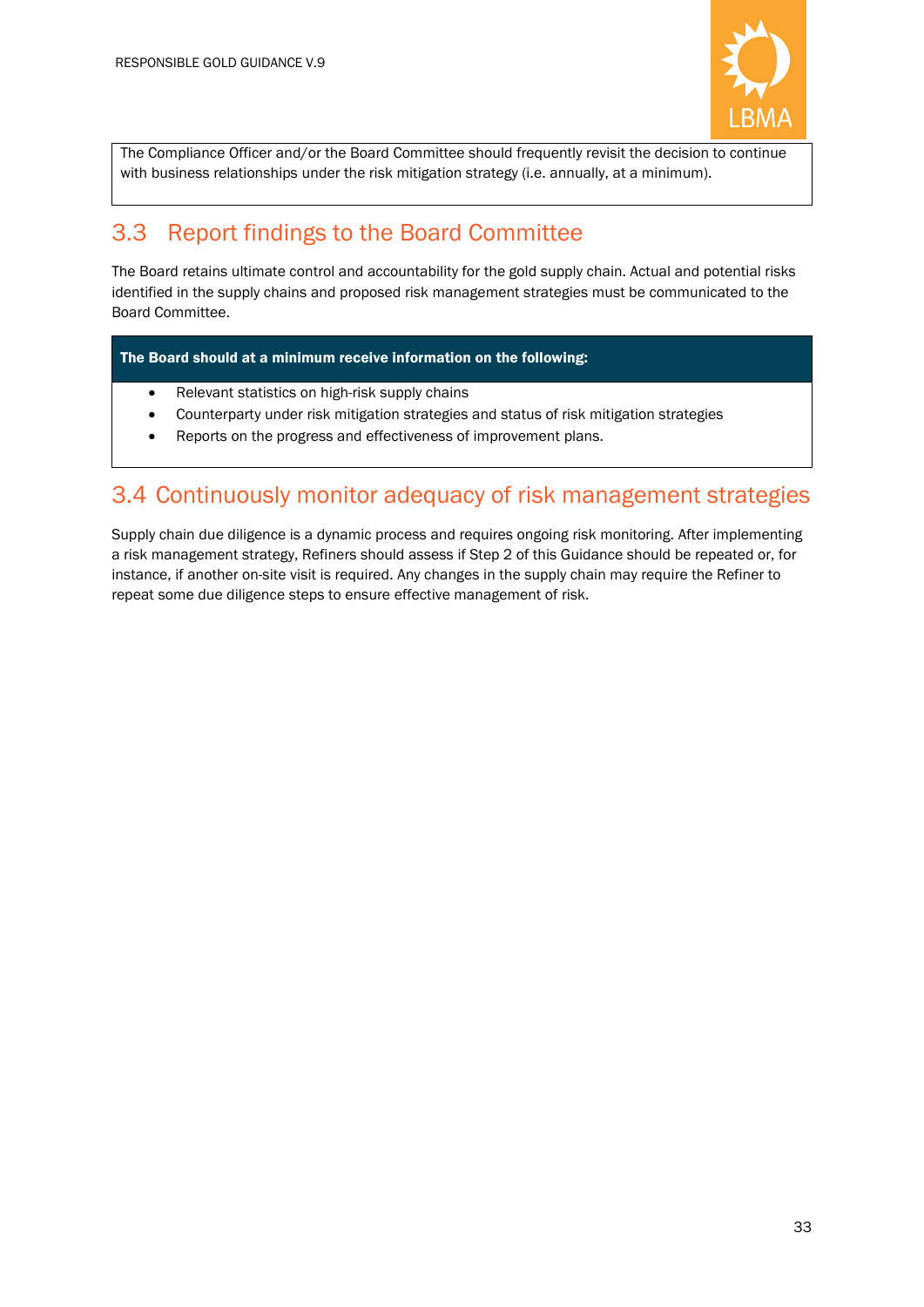The Compliance Officer and/or the Board Committee should frequently revisit the decision to continue with business relationships under the risk mitigation strategy (i.e. annually, at a minimum).

## 3.3 Report findings to the Board Committee

The Board retains ultimate control and accountability for the gold supply chain. Actual and potential risks identified in the supply chains and proposed risk management strategies must be communicated to the Board Committee.

**The Board should at a minimum receive information on the following:**

- Relevant statistics on high-risk supply chains
- Counterparty under risk mitigation strategies and status of risk mitigation strategies
- Reports on the progress and effectiveness of improvement plans.

## 3.4 Continuously monitor adequacy of risk management strategies

Supply chain due diligence is a dynamic process and requires ongoing risk monitoring. After implementing a risk management strategy, Refiners should assess if Step 2 of this Guidance should be repeated or, for instance, if another on-site visit is required. Any changes in the supply chain may require the Refiner to repeat some due diligence steps to ensure effective management of risk.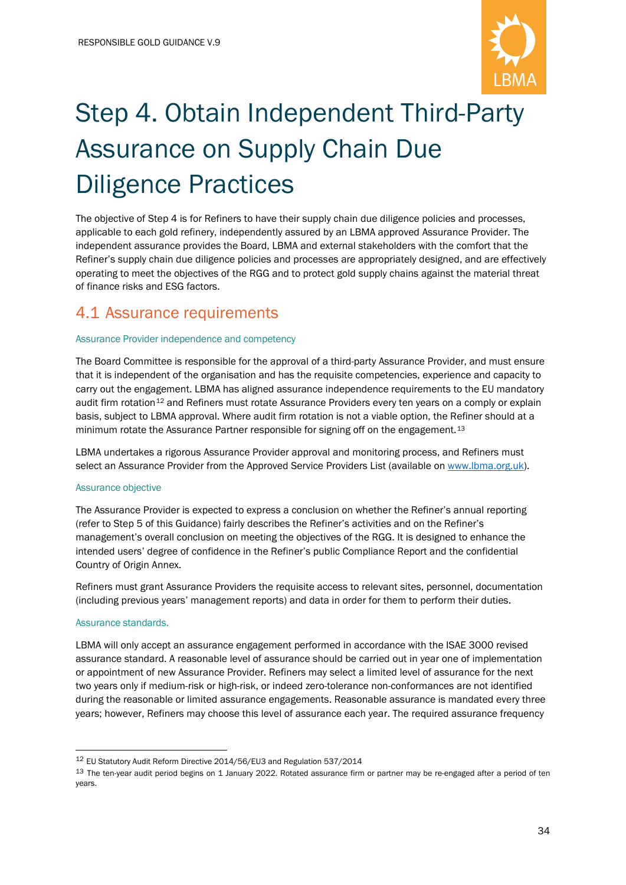# Step 4. Obtain Independent Third-Party Assurance on Supply Chain Due Diligence Practices

The objective of Step 4 is for Refiners to have their supply chain due diligence policies and processes, applicable to each gold refinery, independently assured by an LBMA approved Assurance Provider. The independent assurance provides the Board, LBMA and external stakeholders with the comfort that the Refiner's supply chain due diligence policies and processes are appropriately designed, and are effectively operating to meet the objectives of the RGG and to protect gold supply chains against the material threat of finance risks and ESG factors.

## 4.1 Assurance requirements

### Assurance Provider independence and competency

The Board Committee is responsible for the approval of a third-party Assurance Provider, and must ensure that it is independent of the organisation and has the requisite competencies, experience and capacity to carry out the engagement. LBMA has aligned assurance independence requirements to the EU mandatory audit firm rotation[12] and Refiners must rotate Assurance Providers every ten years on a comply or explain basis, subject to LBMA approval. Where audit firm rotation is not a viable option, the Refiner should at a minimum rotate the Assurance Partner responsible for signing off on the engagement.[13]

LBMA undertakes a rigorous Assurance Provider approval and monitoring process, and Refiners must select an Assurance Provider from the Approved Service Providers List (available on [www.lbma.org.uk](http://www.lbma.org.uk)).

### Assurance objective

The Assurance Provider is expected to express a conclusion on whether the Refiner's annual reporting (refer to Step 5 of this Guidance) fairly describes the Refiner's activities and on the Refiner's management's overall conclusion on meeting the objectives of the RGG. It is designed to enhance the intended users' degree of confidence in the Refiner's public Compliance Report and the confidential Country of Origin Annex.

Refiners must grant Assurance Providers the requisite access to relevant sites, personnel, documentation (including previous years' management reports) and data in order for them to perform their duties.

### Assurance standards.

LBMA will only accept an assurance engagement performed in accordance with the ISAE 3000 revised assurance standard. A reasonable level of assurance should be carried out in year one of implementation or appointment of new Assurance Provider. Refiners may select a limited level of assurance for the next two years only if medium-risk or high-risk, or indeed zero-tolerance non-conformances are not identified during the reasonable or limited assurance engagements. Reasonable assurance is mandated every three years; however, Refiners may choose this level of assurance each year. The required assurance frequency

---

[12] EU Statutory Audit Reform Directive 2014/56/EU3 and Regulation 537/2014

[13] The ten-year audit period begins on 1 January 2022. Rotated assurance firm or partner may be re-engaged after a period of ten years.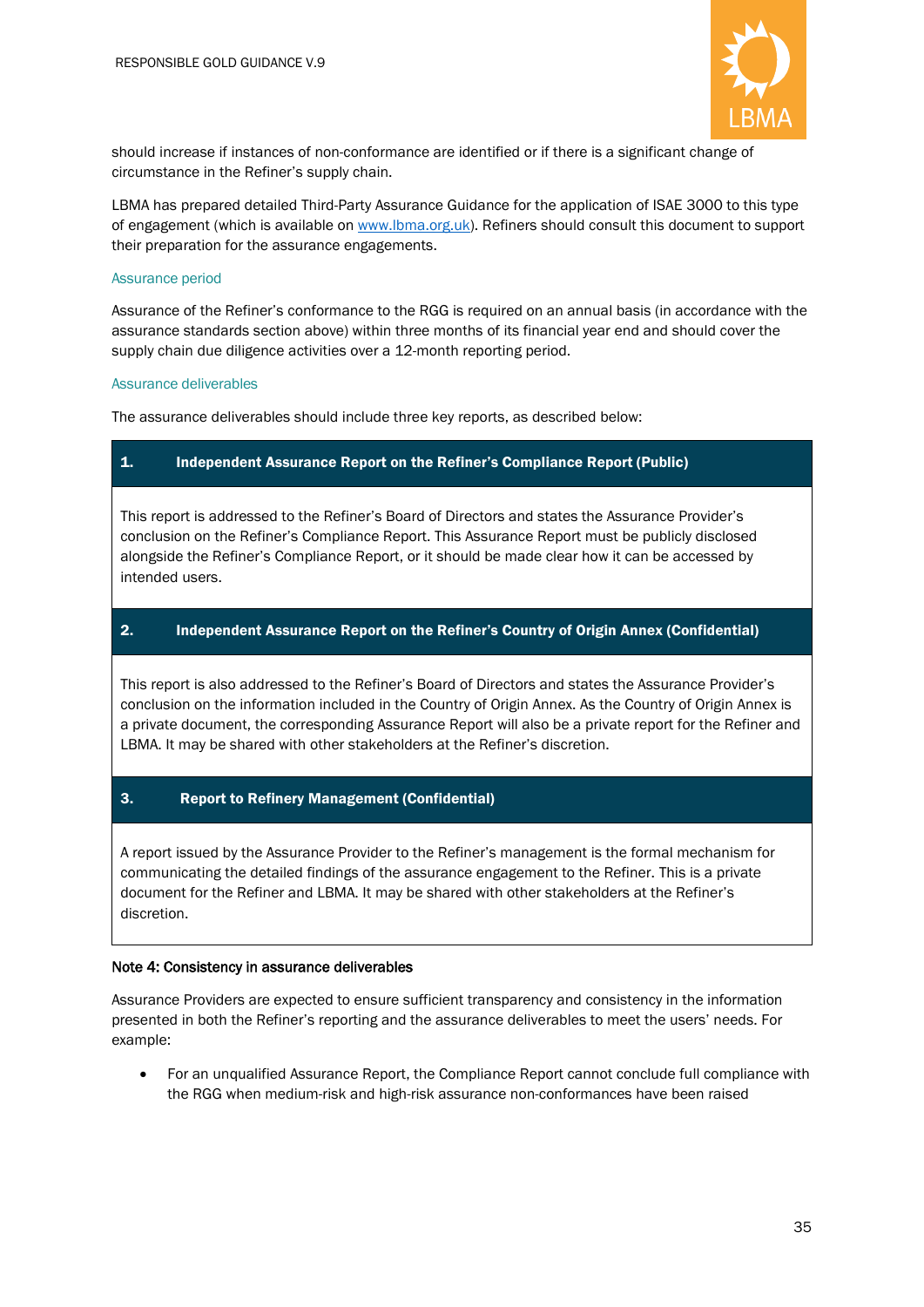should increase if instances of non-conformance are identified or if there is a significant change of circumstance in the Refiner's supply chain.

LBMA has prepared detailed Third-Party Assurance Guidance for the application of ISAE 3000 to this type of engagement (which is available on [www.lbma.org.uk](http://www.lbma.org.uk)). Refiners should consult this document to support their preparation for the assurance engagements.

### Assurance period

Assurance of the Refiner's conformance to the RGG is required on an annual basis (in accordance with the assurance standards section above) within three months of its financial year end and should cover the supply chain due diligence activities over a 12-month reporting period.

### Assurance deliverables

The assurance deliverables should include three key reports, as described below:

| **1. Independent Assurance Report on the Refiner's Compliance Report (Public)** |
|---|
| This report is addressed to the Refiner's Board of Directors and states the Assurance Provider's conclusion on the Refiner's Compliance Report. This Assurance Report must be publicly disclosed alongside the Refiner's Compliance Report, or it should be made clear how it can be accessed by intended users. |
| **2. Independent Assurance Report on the Refiner's Country of Origin Annex (Confidential)** |
| This report is also addressed to the Refiner's Board of Directors and states the Assurance Provider's conclusion on the information included in the Country of Origin Annex. As the Country of Origin Annex is a private document, the corresponding Assurance Report will also be a private report for the Refiner and LBMA. It may be shared with other stakeholders at the Refiner's discretion. |
| **3. Report to Refinery Management (Confidential)** |
| A report issued by the Assurance Provider to the Refiner's management is the formal mechanism for communicating the detailed findings of the assurance engagement to the Refiner. This is a private document for the Refiner and LBMA. It may be shared with other stakeholders at the Refiner's discretion. |

**Note 4: Consistency in assurance deliverables**

Assurance Providers are expected to ensure sufficient transparency and consistency in the information presented in both the Refiner's reporting and the assurance deliverables to meet the users' needs. For example:

- For an unqualified Assurance Report, the Compliance Report cannot conclude full compliance with the RGG when medium-risk and high-risk assurance non-conformances have been raised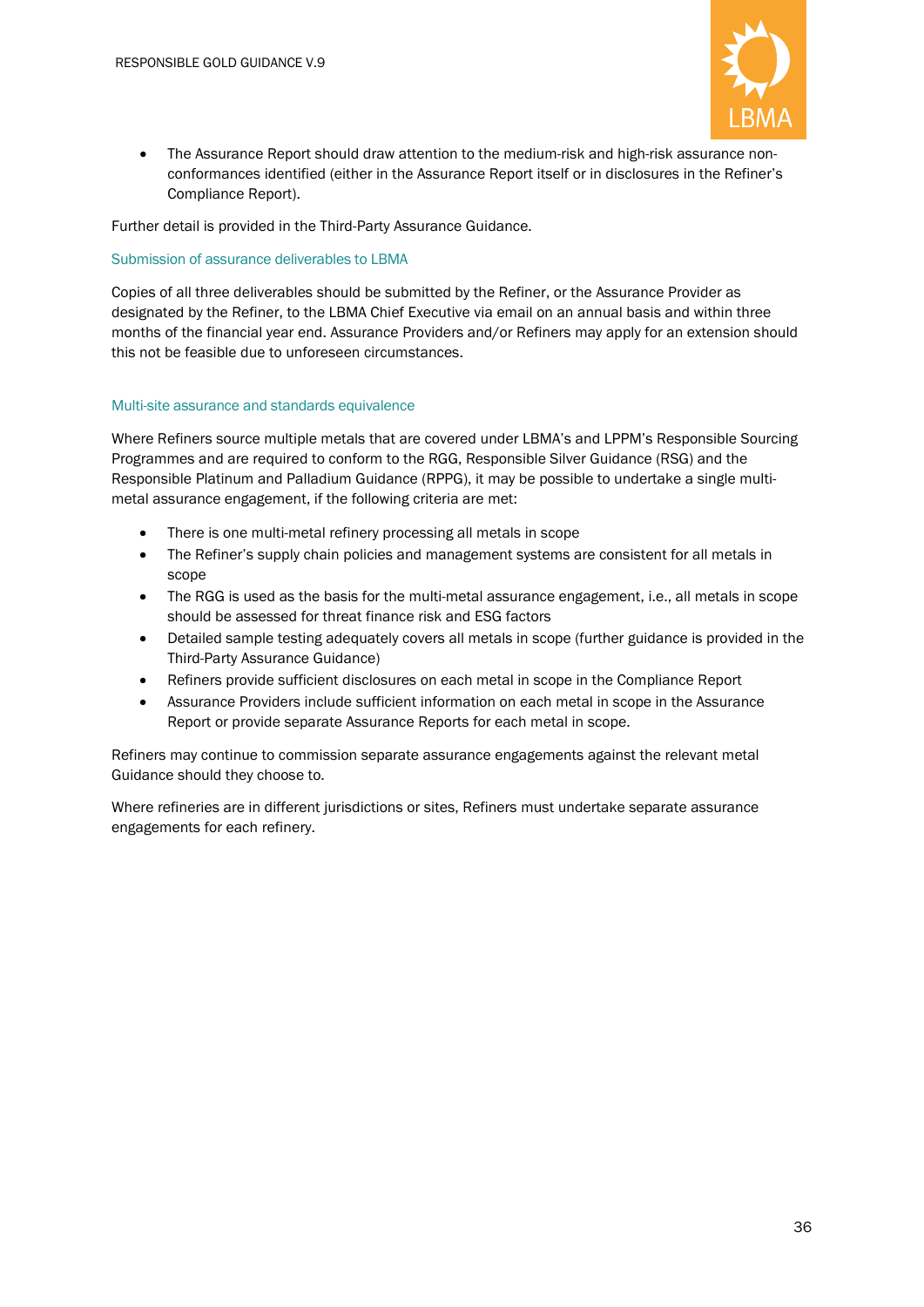- The Assurance Report should draw attention to the medium-risk and high-risk assurance non-conformances identified (either in the Assurance Report itself or in disclosures in the Refiner's Compliance Report).

Further detail is provided in the Third-Party Assurance Guidance.

### Submission of assurance deliverables to LBMA

Copies of all three deliverables should be submitted by the Refiner, or the Assurance Provider as designated by the Refiner, to the LBMA Chief Executive via email on an annual basis and within three months of the financial year end. Assurance Providers and/or Refiners may apply for an extension should this not be feasible due to unforeseen circumstances.

### Multi-site assurance and standards equivalence

Where Refiners source multiple metals that are covered under LBMA's and LPPM's Responsible Sourcing Programmes and are required to conform to the RGG, Responsible Silver Guidance (RSG) and the Responsible Platinum and Palladium Guidance (RPPG), it may be possible to undertake a single multi-metal assurance engagement, if the following criteria are met:

- There is one multi-metal refinery processing all metals in scope
- The Refiner's supply chain policies and management systems are consistent for all metals in scope
- The RGG is used as the basis for the multi-metal assurance engagement, i.e., all metals in scope should be assessed for threat finance risk and ESG factors
- Detailed sample testing adequately covers all metals in scope (further guidance is provided in the Third-Party Assurance Guidance)
- Refiners provide sufficient disclosures on each metal in scope in the Compliance Report
- Assurance Providers include sufficient information on each metal in scope in the Assurance Report or provide separate Assurance Reports for each metal in scope.

Refiners may continue to commission separate assurance engagements against the relevant metal Guidance should they choose to.

Where refineries are in different jurisdictions or sites, Refiners must undertake separate assurance engagements for each refinery.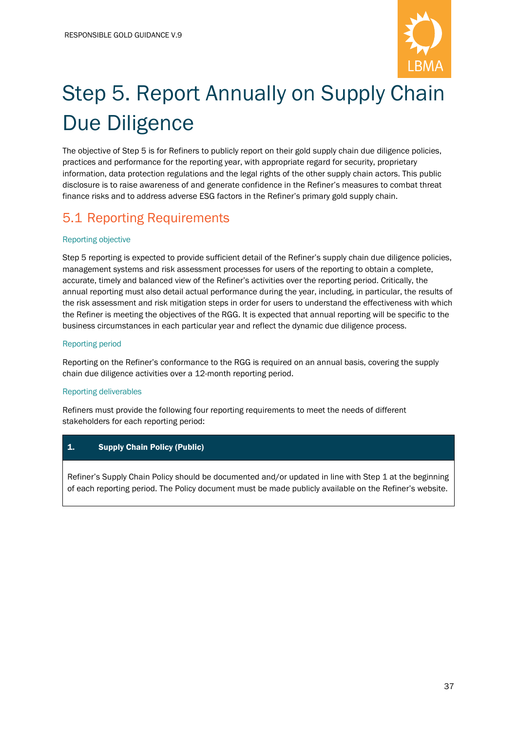# Step 5. Report Annually on Supply Chain Due Diligence

The objective of Step 5 is for Refiners to publicly report on their gold supply chain due diligence policies, practices and performance for the reporting year, with appropriate regard for security, proprietary information, data protection regulations and the legal rights of the other supply chain actors. This public disclosure is to raise awareness of and generate confidence in the Refiner's measures to combat threat finance risks and to address adverse ESG factors in the Refiner's primary gold supply chain.

## 5.1 Reporting Requirements

### Reporting objective

Step 5 reporting is expected to provide sufficient detail of the Refiner's supply chain due diligence policies, management systems and risk assessment processes for users of the reporting to obtain a complete, accurate, timely and balanced view of the Refiner's activities over the reporting period. Critically, the annual reporting must also detail actual performance during the year, including, in particular, the results of the risk assessment and risk mitigation steps in order for users to understand the effectiveness with which the Refiner is meeting the objectives of the RGG. It is expected that annual reporting will be specific to the business circumstances in each particular year and reflect the dynamic due diligence process.

### Reporting period

Reporting on the Refiner's conformance to the RGG is required on an annual basis, covering the supply chain due diligence activities over a 12-month reporting period.

### Reporting deliverables

Refiners must provide the following four reporting requirements to meet the needs of different stakeholders for each reporting period:

| 1. Supply Chain Policy (Public) |
| --- |
| Refiner's Supply Chain Policy should be documented and/or updated in line with Step 1 at the beginning of each reporting period. The Policy document must be made publicly available on the Refiner's website. |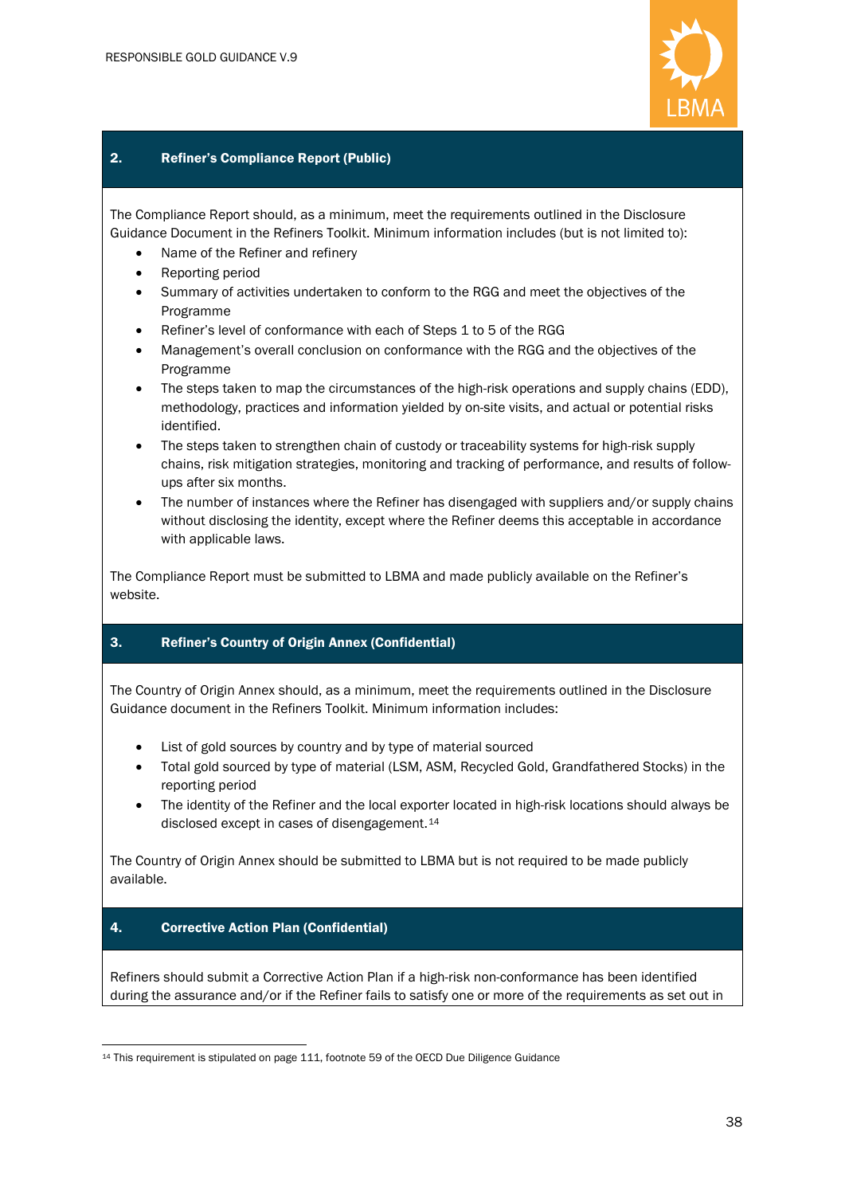## 2. Refiner's Compliance Report (Public)

The Compliance Report should, as a minimum, meet the requirements outlined in the Disclosure Guidance Document in the Refiners Toolkit. Minimum information includes (but is not limited to):

- Name of the Refiner and refinery
- Reporting period
- Summary of activities undertaken to conform to the RGG and meet the objectives of the Programme
- Refiner's level of conformance with each of Steps 1 to 5 of the RGG
- Management's overall conclusion on conformance with the RGG and the objectives of the Programme
- The steps taken to map the circumstances of the high-risk operations and supply chains (EDD), methodology, practices and information yielded by on-site visits, and actual or potential risks identified.
- The steps taken to strengthen chain of custody or traceability systems for high-risk supply chains, risk mitigation strategies, monitoring and tracking of performance, and results of follow-ups after six months.
- The number of instances where the Refiner has disengaged with suppliers and/or supply chains without disclosing the identity, except where the Refiner deems this acceptable in accordance with applicable laws.

The Compliance Report must be submitted to LBMA and made publicly available on the Refiner's website.

## 3. Refiner's Country of Origin Annex (Confidential)

The Country of Origin Annex should, as a minimum, meet the requirements outlined in the Disclosure Guidance document in the Refiners Toolkit. Minimum information includes:

- List of gold sources by country and by type of material sourced
- Total gold sourced by type of material (LSM, ASM, Recycled Gold, Grandfathered Stocks) in the reporting period
- The identity of the Refiner and the local exporter located in high-risk locations should always be disclosed except in cases of disengagement.[14]

The Country of Origin Annex should be submitted to LBMA but is not required to be made publicly available.

## 4. Corrective Action Plan (Confidential)

Refiners should submit a Corrective Action Plan if a high-risk non-conformance has been identified during the assurance and/or if the Refiner fails to satisfy one or more of the requirements as set out in

[14] This requirement is stipulated on page 111, footnote 59 of the OECD Due Diligence Guidance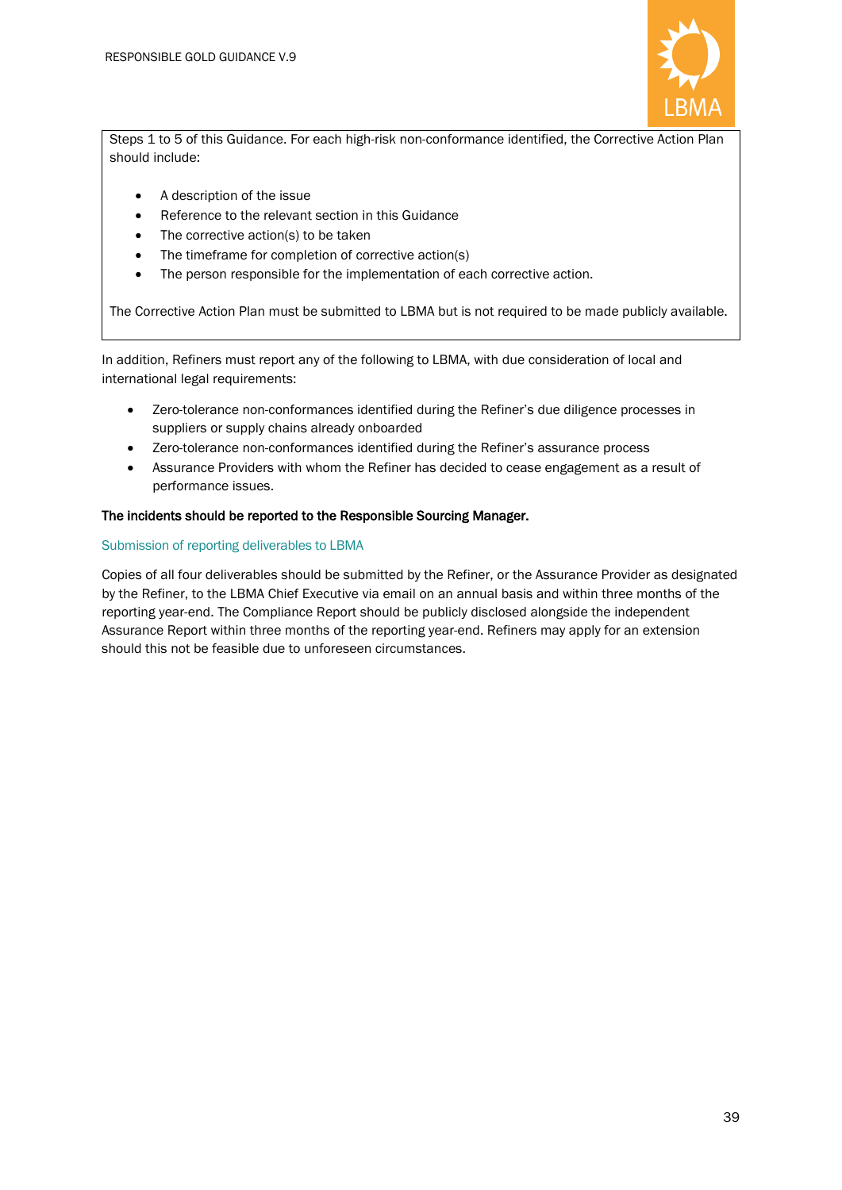Steps 1 to 5 of this Guidance. For each high-risk non-conformance identified, the Corrective Action Plan should include:

- A description of the issue
- Reference to the relevant section in this Guidance
- The corrective action(s) to be taken
- The timeframe for completion of corrective action(s)
- The person responsible for the implementation of each corrective action.

The Corrective Action Plan must be submitted to LBMA but is not required to be made publicly available.

In addition, Refiners must report any of the following to LBMA, with due consideration of local and international legal requirements:

- Zero-tolerance non-conformances identified during the Refiner's due diligence processes in suppliers or supply chains already onboarded
- Zero-tolerance non-conformances identified during the Refiner's assurance process
- Assurance Providers with whom the Refiner has decided to cease engagement as a result of performance issues.

**The incidents should be reported to the Responsible Sourcing Manager.**

### Submission of reporting deliverables to LBMA

Copies of all four deliverables should be submitted by the Refiner, or the Assurance Provider as designated by the Refiner, to the LBMA Chief Executive via email on an annual basis and within three months of the reporting year-end. The Compliance Report should be publicly disclosed alongside the independent Assurance Report within three months of the reporting year-end. Refiners may apply for an extension should this not be feasible due to unforeseen circumstances.